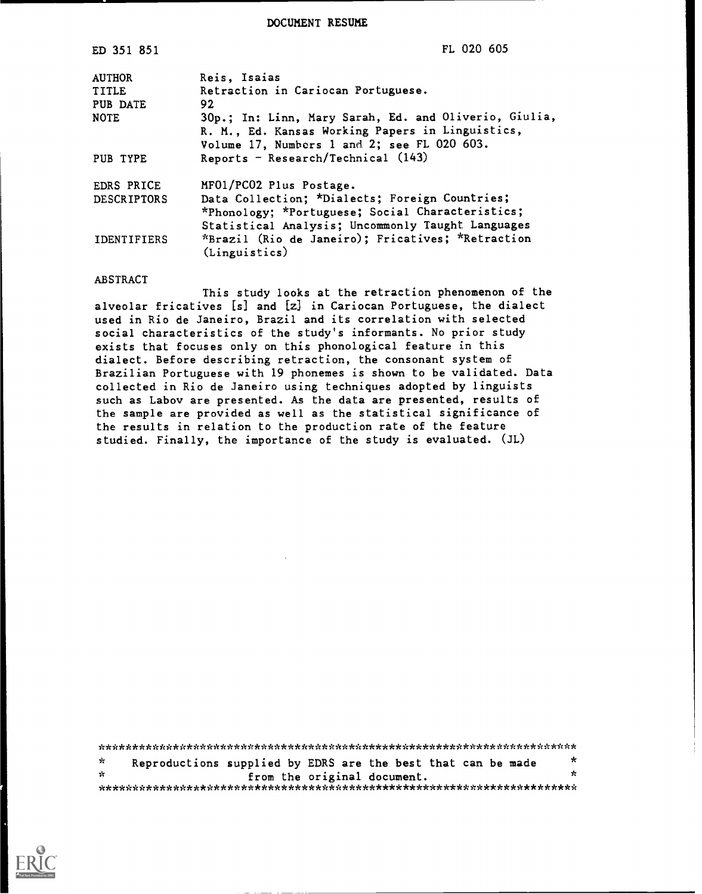DOCUMENT RESUME

| | |
|---|---|
| ED 351 851 | FL 020 605 |
| AUTHOR | Reis, Isaias |
| TITLE | Retraction in Cariocan Portuguese. |
| PUB DATE | 92 |
| NOTE | 30p.; In: Linn, Mary Sarah, Ed. and Oliverio, Giulia, R. M., Ed. Kansas Working Papers in Linguistics, Volume 17, Numbers 1 and 2; see FL 020 603. |
| PUB TYPE | Reports - Research/Technical (143) |
| EDRS PRICE | MF01/PC02 Plus Postage. |
| DESCRIPTORS | Data Collection; *Dialects; Foreign Countries; *Phonology; *Portuguese; Social Characteristics; Statistical Analysis; Uncommonly Taught Languages |
| IDENTIFIERS | *Brazil (Rio de Janeiro); Fricatives; *Retraction (Linguistics) |

ABSTRACT

This study looks at the retraction phenomenon of the alveolar fricatives [s] and [z] in Cariocan Portuguese, the dialect used in Rio de Janeiro, Brazil and its correlation with selected social characteristics of the study's informants. No prior study exists that focuses only on this phonological feature in this dialect. Before describing retraction, the consonant system of Brazilian Portuguese with 19 phonemes is shown to be validated. Data collected in Rio de Janeiro using techniques adopted by linguists such as Labov are presented. As the data are presented, results of the sample are provided as well as the statistical significance of the results in relation to the production rate of the feature studied. Finally, the importance of the study is evaluated. (JL)

***********************************************************************
* Reproductions supplied by EDRS are the best that can be made *
* from the original document. *
***********************************************************************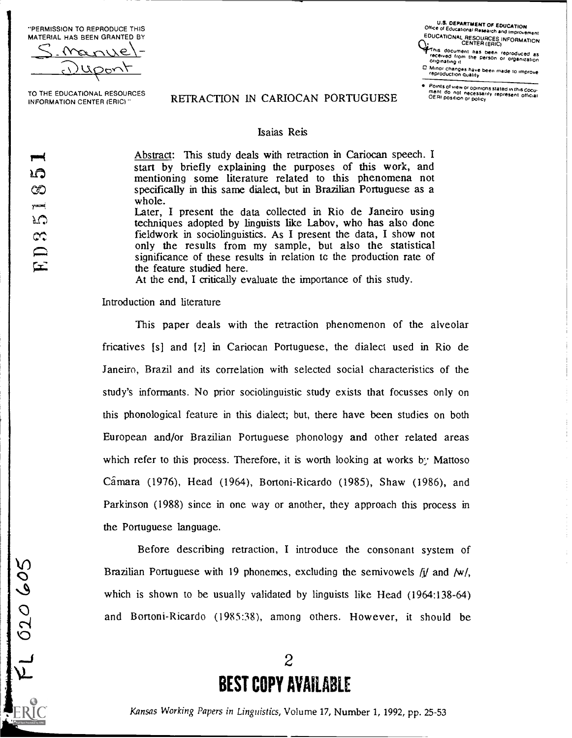# RETRACTION IN CARIOCAN PORTUGUESE

Isaias Reis

Abstract: This study deals with retraction in Cariocan speech. I start by briefly explaining the purposes of this work, and mentioning some literature related to this phenomena not specifically in this same dialect, but in Brazilian Portuguese as a whole.
Later, I present the data collected in Rio de Janeiro using techniques adopted by linguists like Labov, who has also done fieldwork in sociolinguistics. As I present the data, I show not only the results from my sample, but also the statistical significance of these results in relation to the production rate of the feature studied here.
At the end, I critically evaluate the importance of this study.

Introduction and literature

This paper deals with the retraction phenomenon of the alveolar fricatives [s] and [z] in Cariocan Portuguese, the dialect used in Rio de Janeiro, Brazil and its correlation with selected social characteristics of the study's informants. No prior sociolinguistic study exists that focusses only on this phonological feature in this dialect; but, there have been studies on both European and/or Brazilian Portuguese phonology and other related areas which refer to this process. Therefore, it is worth looking at works by Mattoso Câmara (1976), Head (1964), Bortoni-Ricardo (1985), Shaw (1986), and Parkinson (1988) since in one way or another, they approach this process in the Portuguese language.

Before describing retraction, I introduce the consonant system of Brazilian Portuguese with 19 phonemes, excluding the semivowels /j/ and /w/, which is shown to be usually validated by linguists like Head (1964:138-64) and Bortoni-Ricardo (1985:38), among others. However, it should be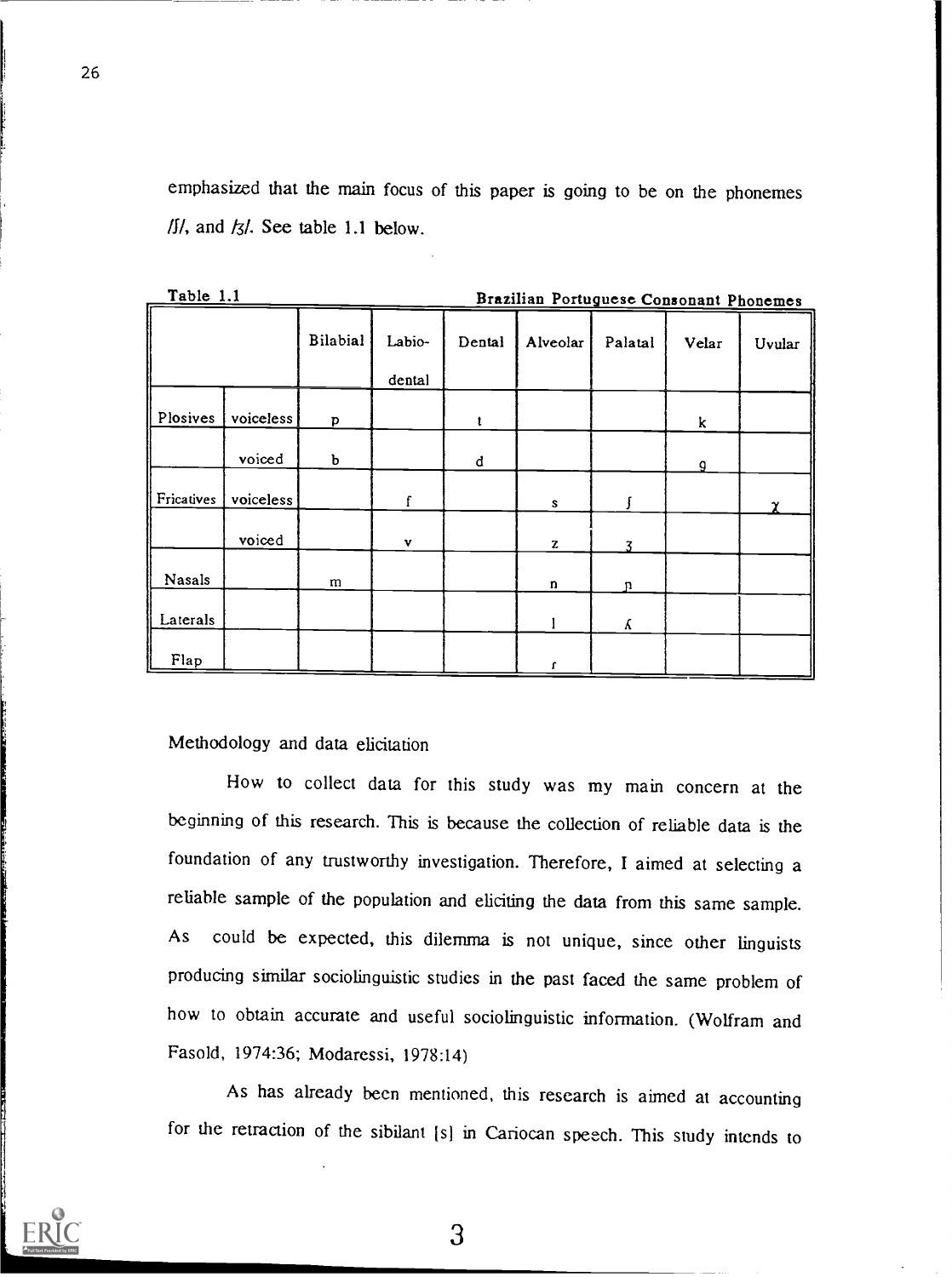emphasized that the main focus of this paper is going to be on the phonemes /ʃ/, and /ʒ/. See table 1.1 below.

Table 1.1 **Brazilian Portuguese Consonant Phonemes**

| | | Bilabial | Labio-dental | Dental | Alveolar | Palatal | Velar | Uvular |
|---|---|---|---|---|---|---|---|---|
| Plosives | voiceless | p | | t | | | k | |
| | voiced | b | | d | | | g | |
| Fricatives | voiceless | | f | | s | ʃ | | χ |
| | voiced | | v | | z | ʒ | | |
| Nasals | | m | | | n | ɲ | | |
| Laterals | | | | | l | ʎ | | |
| Flap | | | | | ɾ | | | |

Methodology and data elicitation

How to collect data for this study was my main concern at the beginning of this research. This is because the collection of reliable data is the foundation of any trustworthy investigation. Therefore, I aimed at selecting a reliable sample of the population and eliciting the data from this same sample. As could be expected, this dilemma is not unique, since other linguists producing similar sociolinguistic studies in the past faced the same problem of how to obtain accurate and useful sociolinguistic information. (Wolfram and Fasold, 1974:36; Modaressi, 1978:14)

As has already been mentioned, this research is aimed at accounting for the retraction of the sibilant [s] in Cariocan speech. This study intends to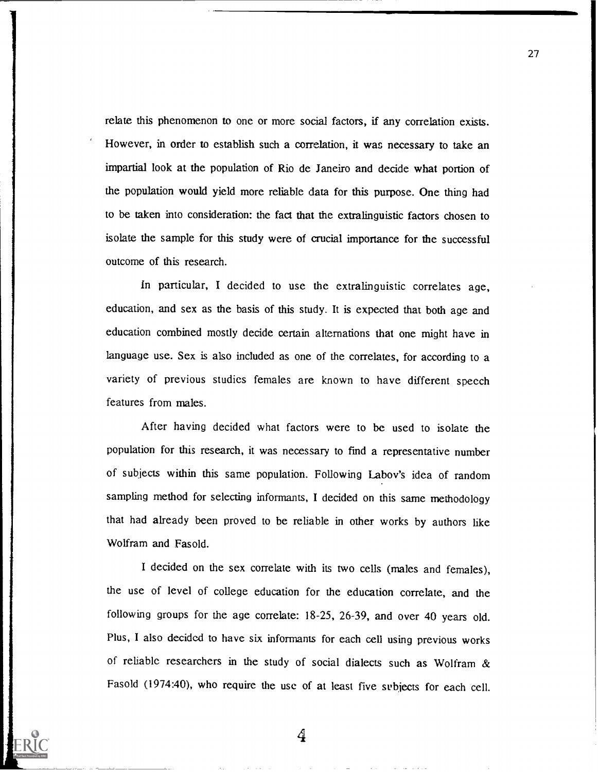relate this phenomenon to one or more social factors, if any correlation exists. However, in order to establish such a correlation, it was necessary to take an impartial look at the population of Rio de Janeiro and decide what portion of the population would yield more reliable data for this purpose. One thing had to be taken into consideration: the fact that the extralinguistic factors chosen to isolate the sample for this study were of crucial importance for the successful outcome of this research.

In particular, I decided to use the extralinguistic correlates age, education, and sex as the basis of this study. It is expected that both age and education combined mostly decide certain alternations that one might have in language use. Sex is also included as one of the correlates, for according to a variety of previous studies females are known to have different speech features from males.

After having decided what factors were to be used to isolate the population for this research, it was necessary to find a representative number of subjects within this same population. Following Labov's idea of random sampling method for selecting informants, I decided on this same methodology that had already been proved to be reliable in other works by authors like Wolfram and Fasold.

I decided on the sex correlate with its two cells (males and females), the use of level of college education for the education correlate, and the following groups for the age correlate: 18-25, 26-39, and over 40 years old. Plus, I also decided to have six informants for each cell using previous works of reliable researchers in the study of social dialects such as Wolfram & Fasold (1974:40), who require the use of at least five subjects for each cell.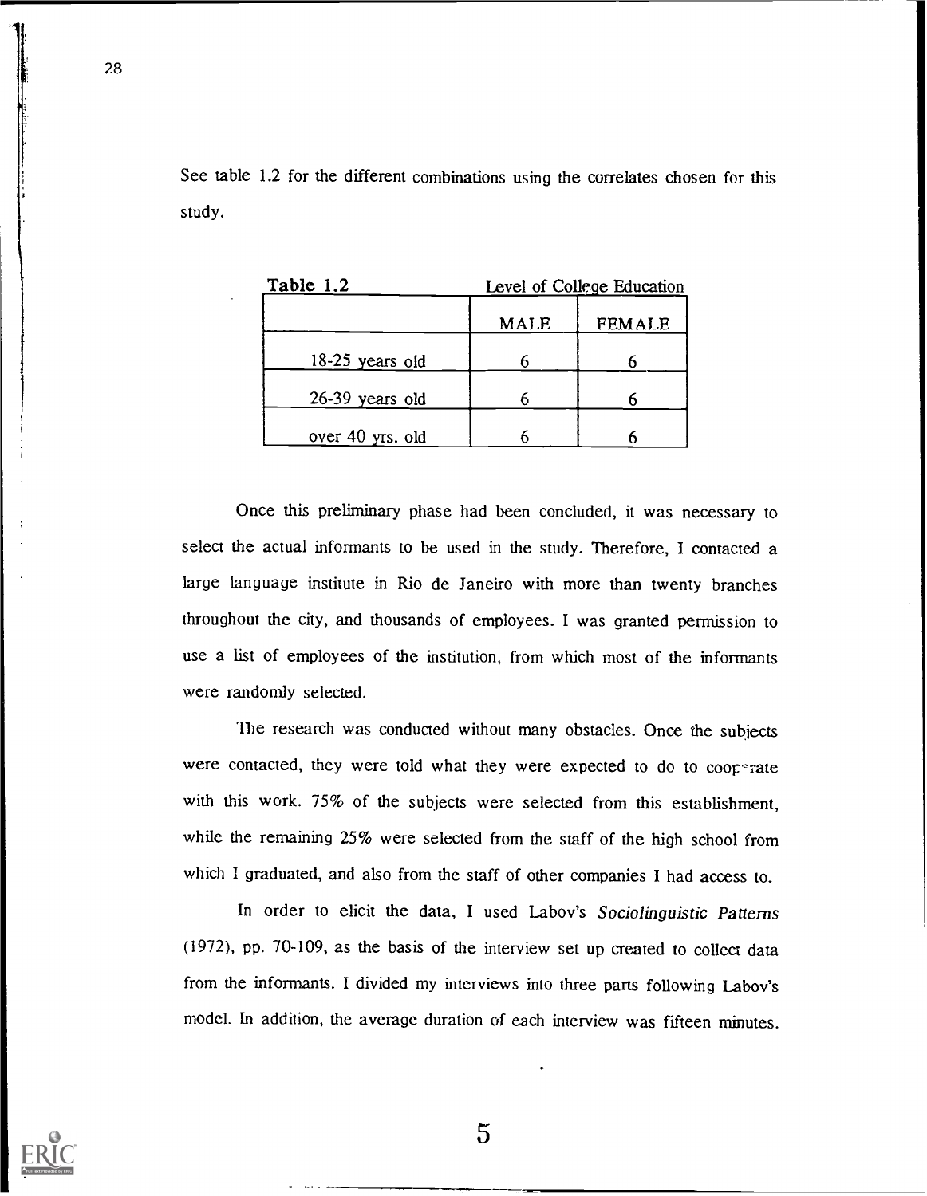See table 1.2 for the different combinations using the correlates chosen for this study.

**Table 1.2** Level of College Education

| | MALE | FEMALE |
|---|---|---|
| 18-25 years old | 6 | 6 |
| 26-39 years old | 6 | 6 |
| over 40 yrs. old | 6 | 6 |

Once this preliminary phase had been concluded, it was necessary to select the actual informants to be used in the study. Therefore, I contacted a large language institute in Rio de Janeiro with more than twenty branches throughout the city, and thousands of employees. I was granted permission to use a list of employees of the institution, from which most of the informants were randomly selected.

The research was conducted without many obstacles. Once the subjects were contacted, they were told what they were expected to do to cooperate with this work. 75% of the subjects were selected from this establishment, while the remaining 25% were selected from the staff of the high school from which I graduated, and also from the staff of other companies I had access to.

In order to elicit the data, I used Labov's *Sociolinguistic Patterns* (1972), pp. 70-109, as the basis of the interview set up created to collect data from the informants. I divided my interviews into three parts following Labov's model. In addition, the average duration of each interview was fifteen minutes.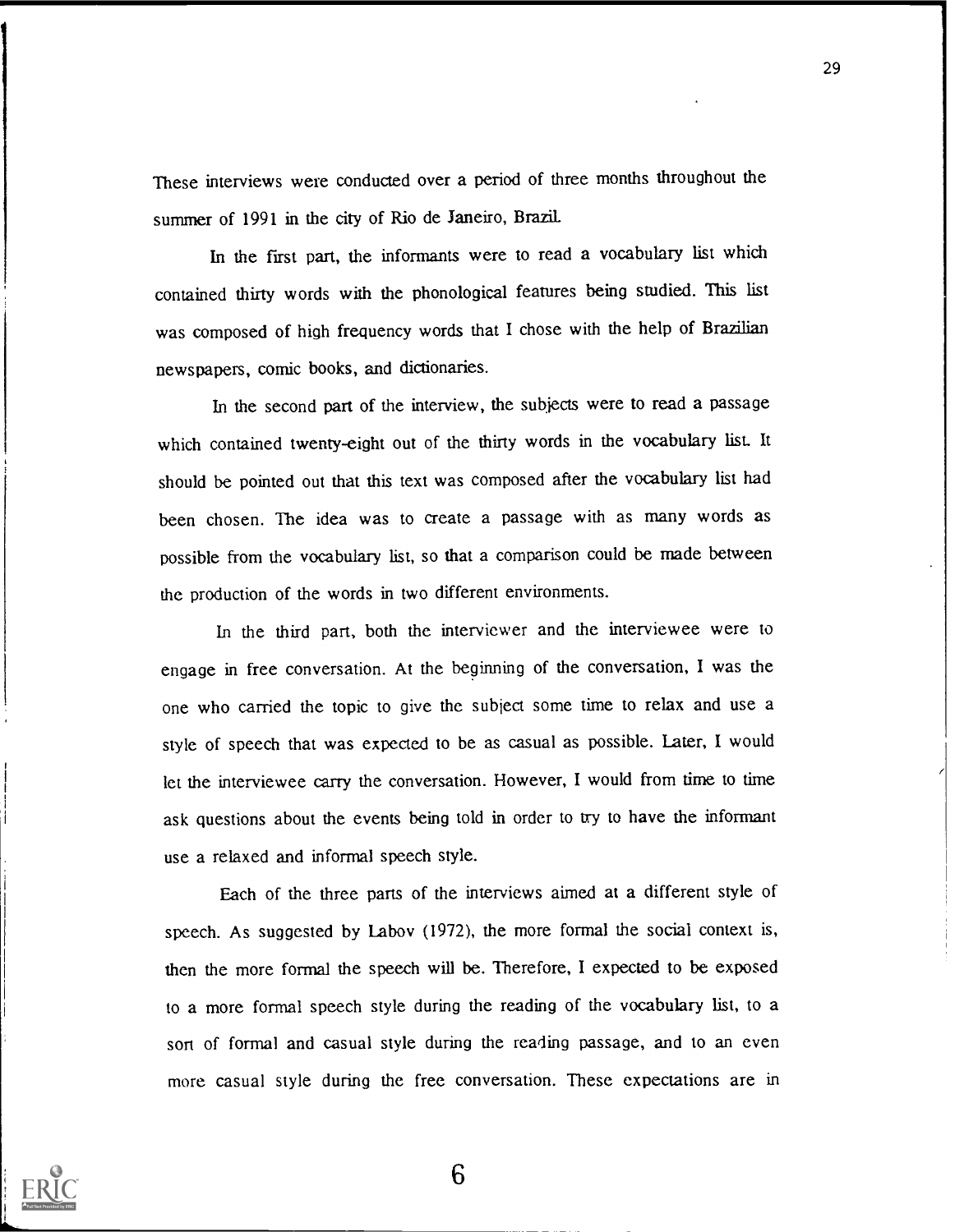These interviews were conducted over a period of three months throughout the summer of 1991 in the city of Rio de Janeiro, Brazil.

In the first part, the informants were to read a vocabulary list which contained thirty words with the phonological features being studied. This list was composed of high frequency words that I chose with the help of Brazilian newspapers, comic books, and dictionaries.

In the second part of the interview, the subjects were to read a passage which contained twenty-eight out of the thirty words in the vocabulary list. It should be pointed out that this text was composed after the vocabulary list had been chosen. The idea was to create a passage with as many words as possible from the vocabulary list, so that a comparison could be made between the production of the words in two different environments.

In the third part, both the interviewer and the interviewee were to engage in free conversation. At the beginning of the conversation, I was the one who carried the topic to give the subject some time to relax and use a style of speech that was expected to be as casual as possible. Later, I would let the interviewee carry the conversation. However, I would from time to time ask questions about the events being told in order to try to have the informant use a relaxed and informal speech style.

Each of the three parts of the interviews aimed at a different style of speech. As suggested by Labov (1972), the more formal the social context is, then the more formal the speech will be. Therefore, I expected to be exposed to a more formal speech style during the reading of the vocabulary list, to a sort of formal and casual style during the reading passage, and to an even more casual style during the free conversation. These expectations are in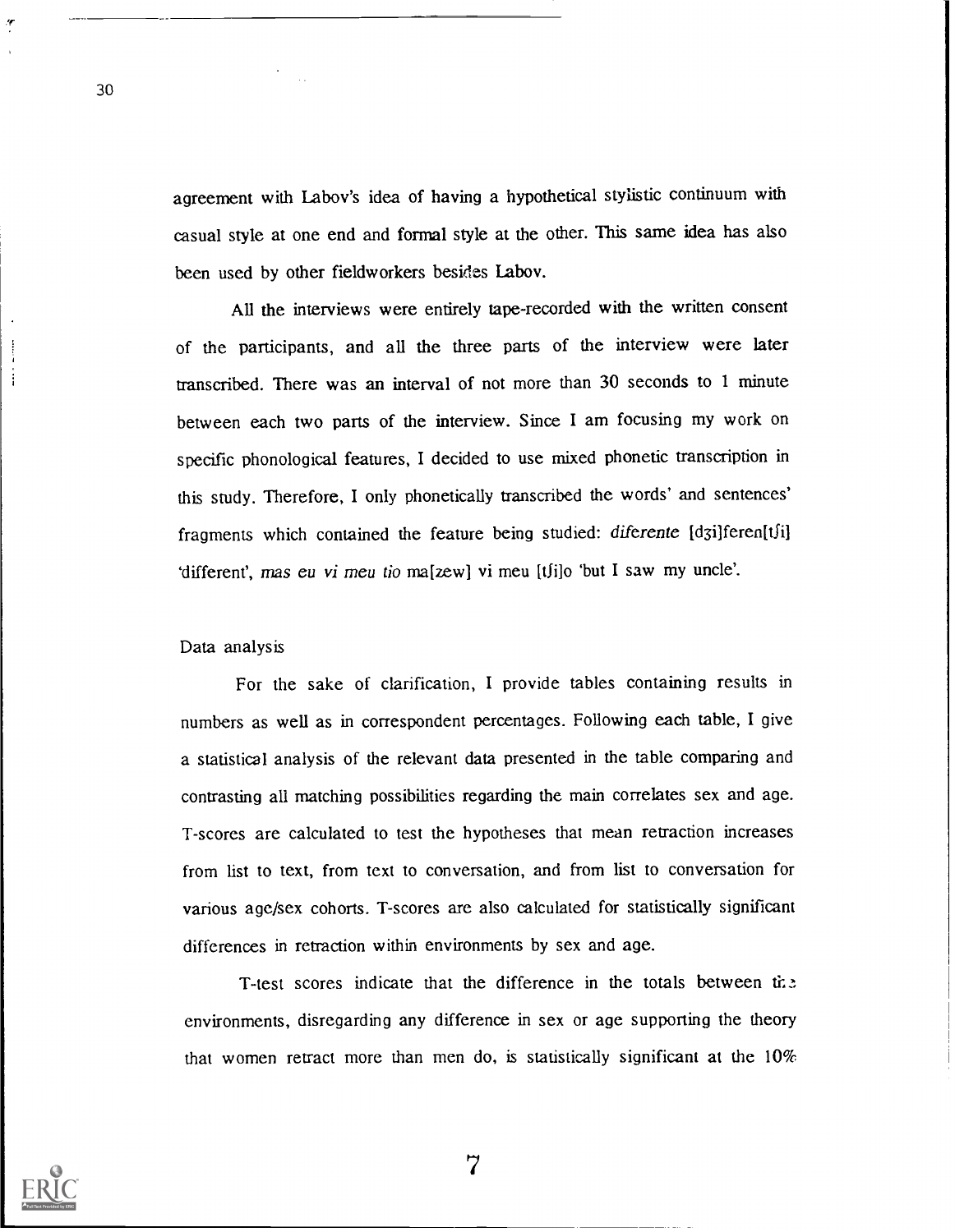agreement with Labov's idea of having a hypothetical stylistic continuum with casual style at one end and formal style at the other. This same idea has also been used by other fieldworkers besides Labov.

All the interviews were entirely tape-recorded with the written consent of the participants, and all the three parts of the interview were later transcribed. There was an interval of not more than 30 seconds to 1 minute between each two parts of the interview. Since I am focusing my work on specific phonological features, I decided to use mixed phonetic transcription in this study. Therefore, I only phonetically transcribed the words' and sentences' fragments which contained the feature being studied: *diferente* [dʒi]feren[tʃi] 'different', *mas eu vi meu tio* ma[zew] vi meu [tʃi]o 'but I saw my uncle'.

## Data analysis

For the sake of clarification, I provide tables containing results in numbers as well as in correspondent percentages. Following each table, I give a statistical analysis of the relevant data presented in the table comparing and contrasting all matching possibilities regarding the main correlates sex and age. T-scores are calculated to test the hypotheses that mean retraction increases from list to text, from text to conversation, and from list to conversation for various age/sex cohorts. T-scores are also calculated for statistically significant differences in retraction within environments by sex and age.

T-test scores indicate that the difference in the totals between the environments, disregarding any difference in sex or age supporting the theory that women retract more than men do, is statistically significant at the 10%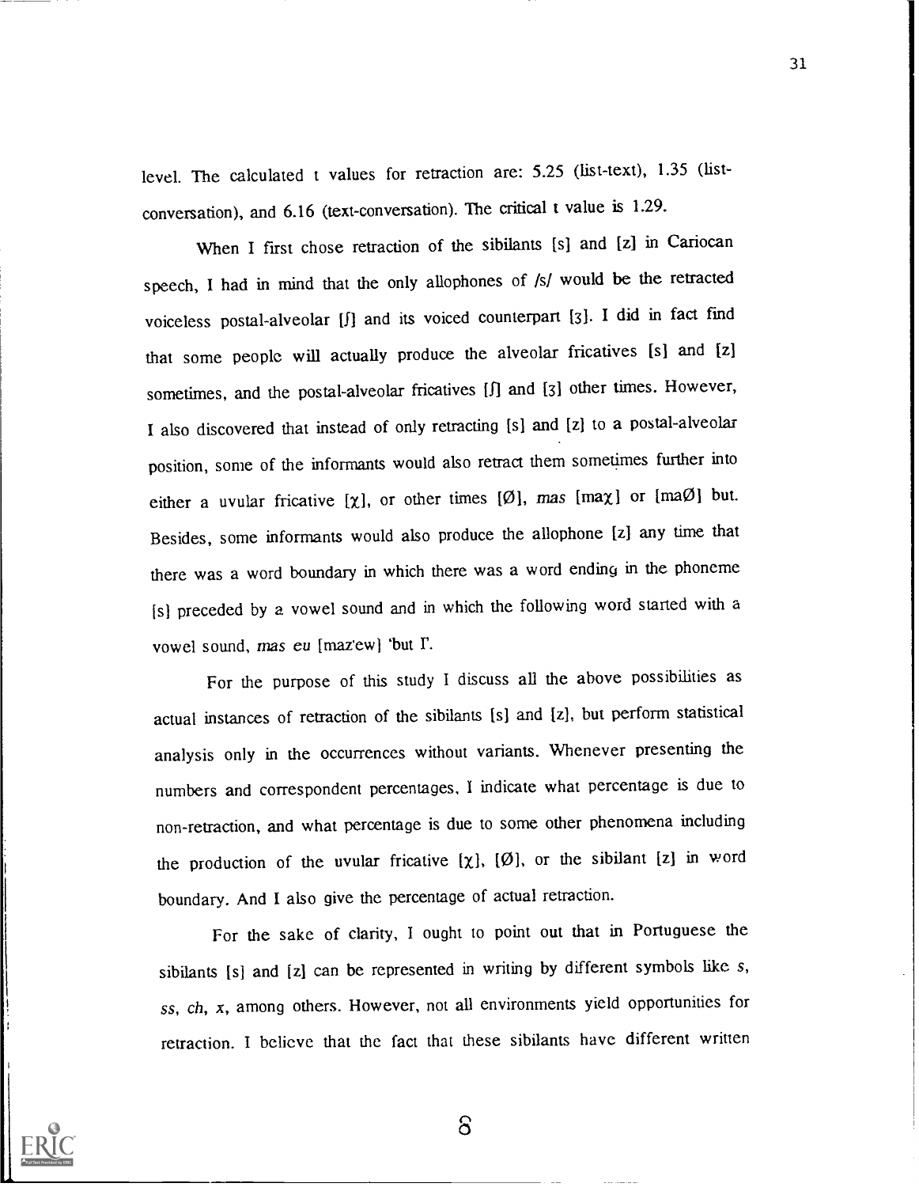level. The calculated t values for retraction are: 5.25 (list-text), 1.35 (list-conversation), and 6.16 (text-conversation). The critical t value is 1.29.

When I first chose retraction of the sibilants [s] and [z] in Cariocan speech, I had in mind that the only allophones of /s/ would be the retracted voiceless postal-alveolar [ʃ] and its voiced counterpart [ʒ]. I did in fact find that some people will actually produce the alveolar fricatives [s] and [z] sometimes, and the postal-alveolar fricatives [ʃ] and [ʒ] other times. However, I also discovered that instead of only retracting [s] and [z] to a postal-alveolar position, some of the informants would also retract them sometimes further into either a uvular fricative [χ], or other times [Ø], *mas* [maχ] or [maØ] but. Besides, some informants would also produce the allophone [z] any time that there was a word boundary in which there was a word ending in the phoneme [s] preceded by a vowel sound and in which the following word started with a vowel sound, *mas eu* [maz'ew] 'but I'.

For the purpose of this study I discuss all the above possibilities as actual instances of retraction of the sibilants [s] and [z], but perform statistical analysis only in the occurrences without variants. Whenever presenting the numbers and correspondent percentages, I indicate what percentage is due to non-retraction, and what percentage is due to some other phenomena including the production of the uvular fricative [χ], [Ø], or the sibilant [z] in word boundary. And I also give the percentage of actual retraction.

For the sake of clarity, I ought to point out that in Portuguese the sibilants [s] and [z] can be represented in writing by different symbols like *s*, *ss*, *ch*, *x*, among others. However, not all environments yield opportunities for retraction. I believe that the fact that these sibilants have different written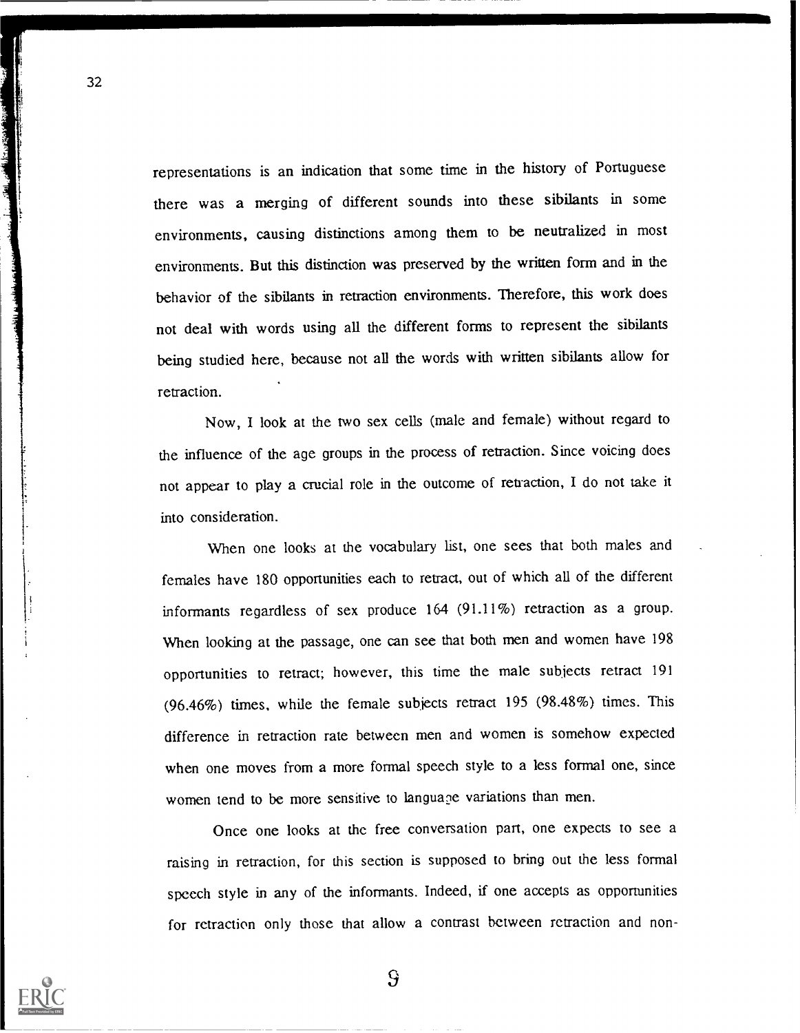representations is an indication that some time in the history of Portuguese there was a merging of different sounds into these sibilants in some environments, causing distinctions among them to be neutralized in most environments. But this distinction was preserved by the written form and in the behavior of the sibilants in retraction environments. Therefore, this work does not deal with words using all the different forms to represent the sibilants being studied here, because not all the words with written sibilants allow for retraction.

Now, I look at the two sex cells (male and female) without regard to the influence of the age groups in the process of retraction. Since voicing does not appear to play a crucial role in the outcome of retraction, I do not take it into consideration.

When one looks at the vocabulary list, one sees that both males and females have 180 opportunities each to retract, out of which all of the different informants regardless of sex produce 164 (91.11%) retraction as a group. When looking at the passage, one can see that both men and women have 198 opportunities to retract; however, this time the male subjects retract 191 (96.46%) times, while the female subjects retract 195 (98.48%) times. This difference in retraction rate between men and women is somehow expected when one moves from a more formal speech style to a less formal one, since women tend to be more sensitive to language variations than men.

Once one looks at the free conversation part, one expects to see a raising in retraction, for this section is supposed to bring out the less formal speech style in any of the informants. Indeed, if one accepts as opportunities for retraction only those that allow a contrast between retraction and non-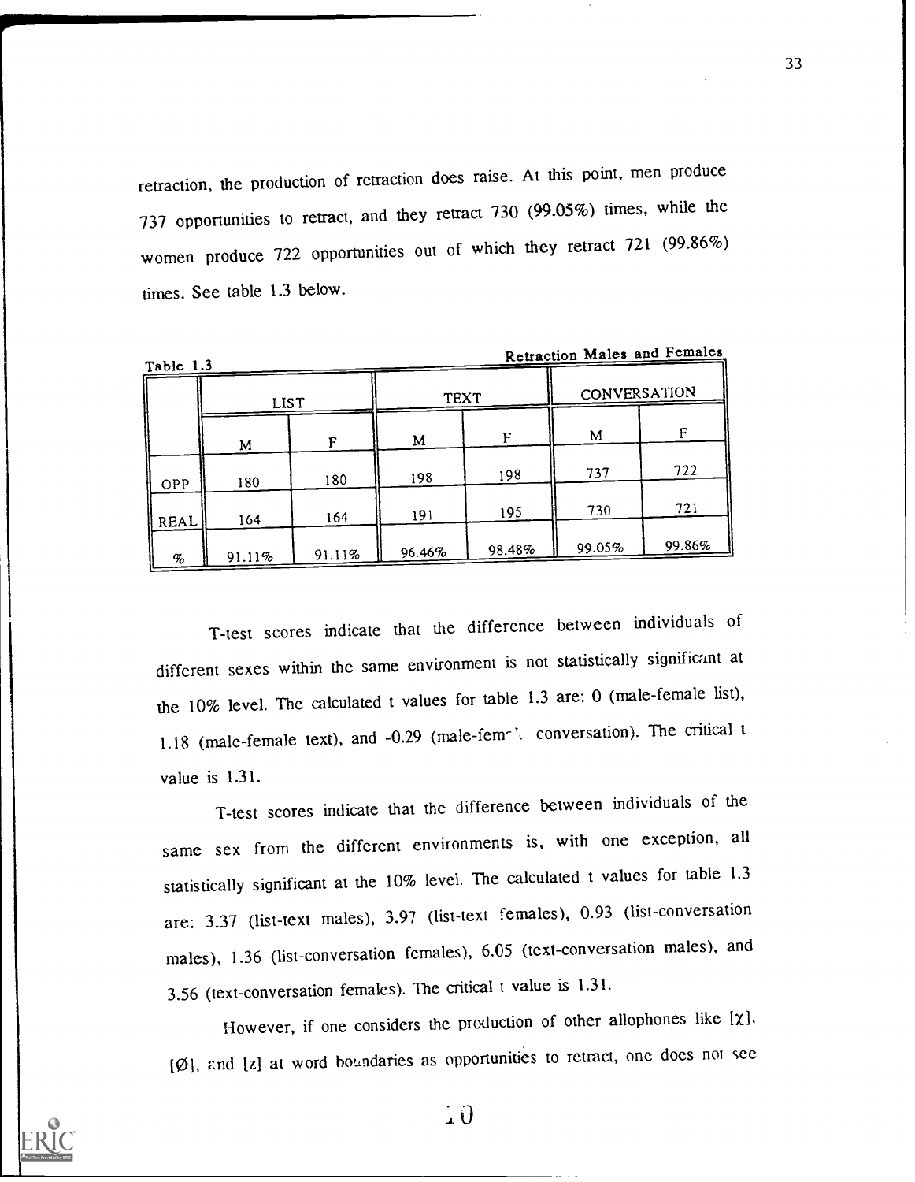retraction, the production of retraction does raise. At this point, men produce 737 opportunities to retract, and they retract 730 (99.05%) times, while the women produce 722 opportunities out of which they retract 721 (99.86%) times. See table 1.3 below.

Table 1.3 Retraction Males and Females

| | LIST | | TEXT | | CONVERSATION | |
|---|---|---|---|---|---|---|
| | M | F | M | F | M | F |
| OPP | 180 | 180 | 198 | 198 | 737 | 722 |
| REAL | 164 | 164 | 191 | 195 | 730 | 721 |
| % | 91.11% | 91.11% | 96.46% | 98.48% | 99.05% | 99.86% |

T-test scores indicate that the difference between individuals of different sexes within the same environment is not statistically significant at the 10% level. The calculated t values for table 1.3 are: 0 (male-female list), 1.18 (male-female text), and -0.29 (male-female conversation). The critical t value is 1.31.

T-test scores indicate that the difference between individuals of the same sex from the different environments is, with one exception, all statistically significant at the 10% level. The calculated t values for table 1.3 are: 3.37 (list-text males), 3.97 (list-text females), 0.93 (list-conversation males), 1.36 (list-conversation females), 6.05 (text-conversation males), and 3.56 (text-conversation females). The critical t value is 1.31.

However, if one considers the production of other allophones like [χ], [Ø], and [z] at word boundaries as opportunities to retract, one does not see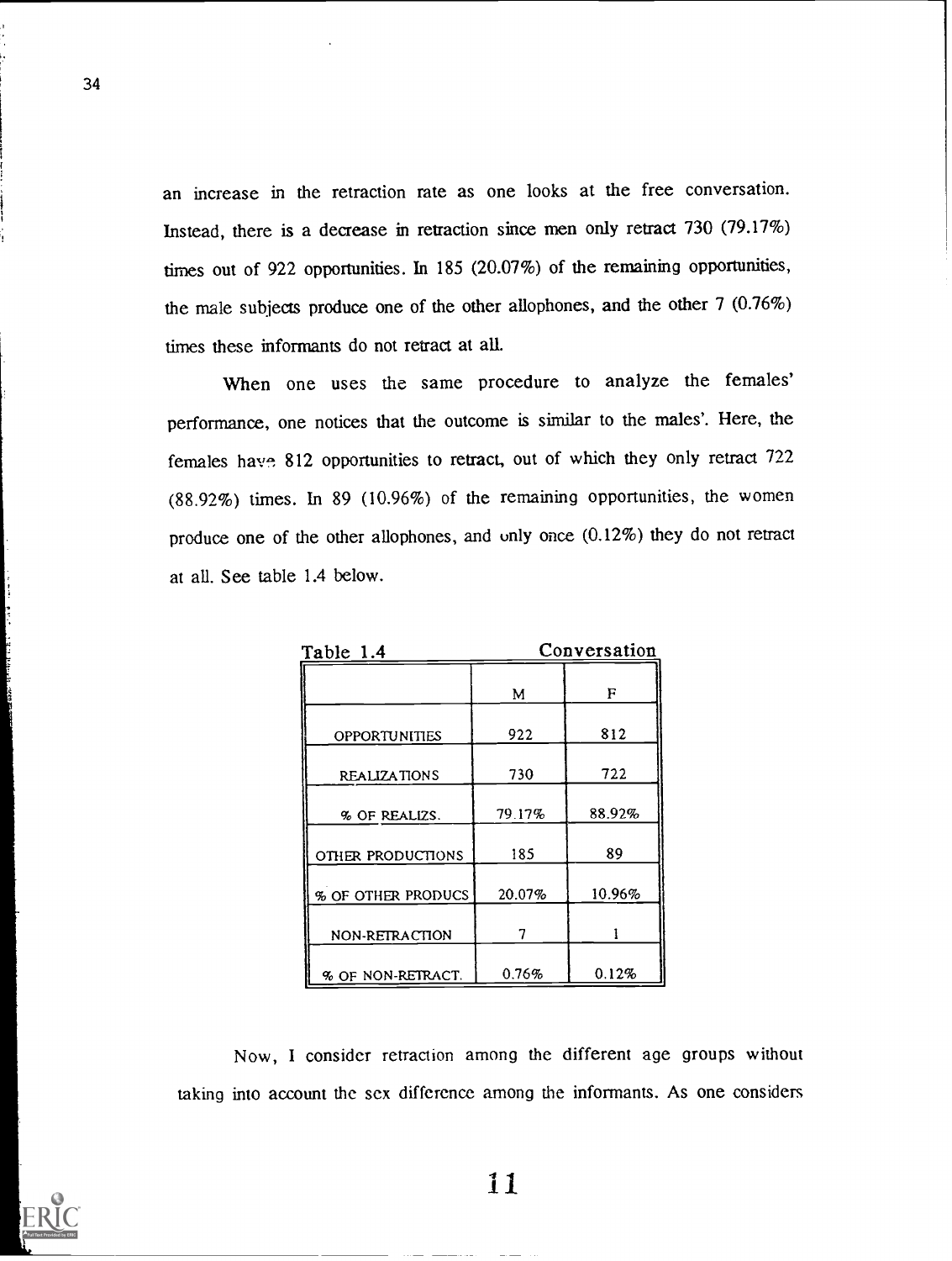an increase in the retraction rate as one looks at the free conversation. Instead, there is a decrease in retraction since men only retract 730 (79.17%) times out of 922 opportunities. In 185 (20.07%) of the remaining opportunities, the male subjects produce one of the other allophones, and the other 7 (0.76%) times these informants do not retract at all.

When one uses the same procedure to analyze the females' performance, one notices that the outcome is similar to the males'. Here, the females have 812 opportunities to retract, out of which they only retract 722 (88.92%) times. In 89 (10.96%) of the remaining opportunities, the women produce one of the other allophones, and only once (0.12%) they do not retract at all. See table 1.4 below.

Table 1.4 Conversation

| | M | F |
|---|---|---|
| OPPORTUNITIES | 922 | 812 |
| REALIZATIONS | 730 | 722 |
| % OF REALIZS. | 79.17% | 88.92% |
| OTHER PRODUCTIONS | 185 | 89 |
| % OF OTHER PRODUCS | 20.07% | 10.96% |
| NON-RETRACTION | 7 | 1 |
| % OF NON-RETRACT. | 0.76% | 0.12% |

Now, I consider retraction among the different age groups without taking into account the sex difference among the informants. As one considers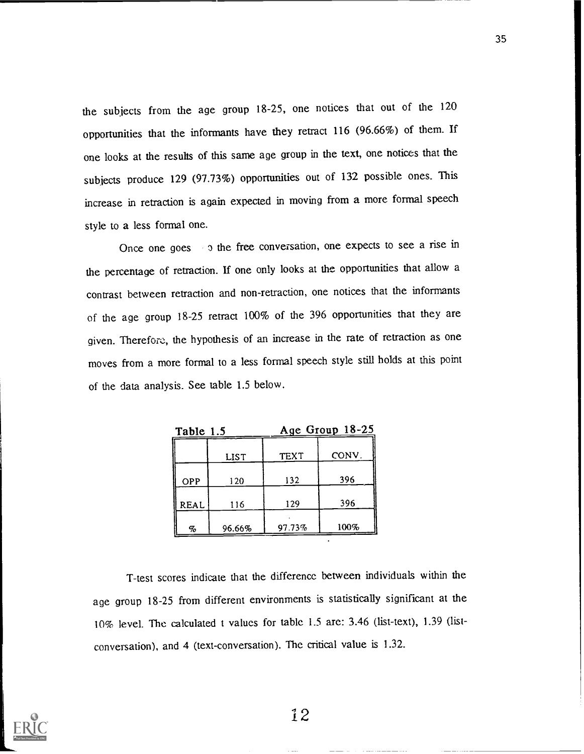the subjects from the age group 18-25, one notices that out of the 120 opportunities that the informants have they retract 116 (96.66%) of them. If one looks at the results of this same age group in the text, one notices that the subjects produce 129 (97.73%) opportunities out of 132 possible ones. This increase in retraction is again expected in moving from a more formal speech style to a less formal one.

Once one goes to the free conversation, one expects to see a rise in the percentage of retraction. If one only looks at the opportunities that allow a contrast between retraction and non-retraction, one notices that the informants of the age group 18-25 retract 100% of the 396 opportunities that they are given. Therefore, the hypothesis of an increase in the rate of retraction as one moves from a more formal to a less formal speech style still holds at this point of the data analysis. See table 1.5 below.

Table 1.5 Age Group 18-25

| | LIST | TEXT | CONV. |
|---|---|---|---|
| OPP | 120 | 132 | 396 |
| REAL | 116 | 129 | 396 |
| % | 96.66% | 97.73% | 100% |

T-test scores indicate that the difference between individuals within the age group 18-25 from different environments is statistically significant at the 10% level. The calculated t values for table 1.5 are: 3.46 (list-text), 1.39 (list-conversation), and 4 (text-conversation). The critical value is 1.32.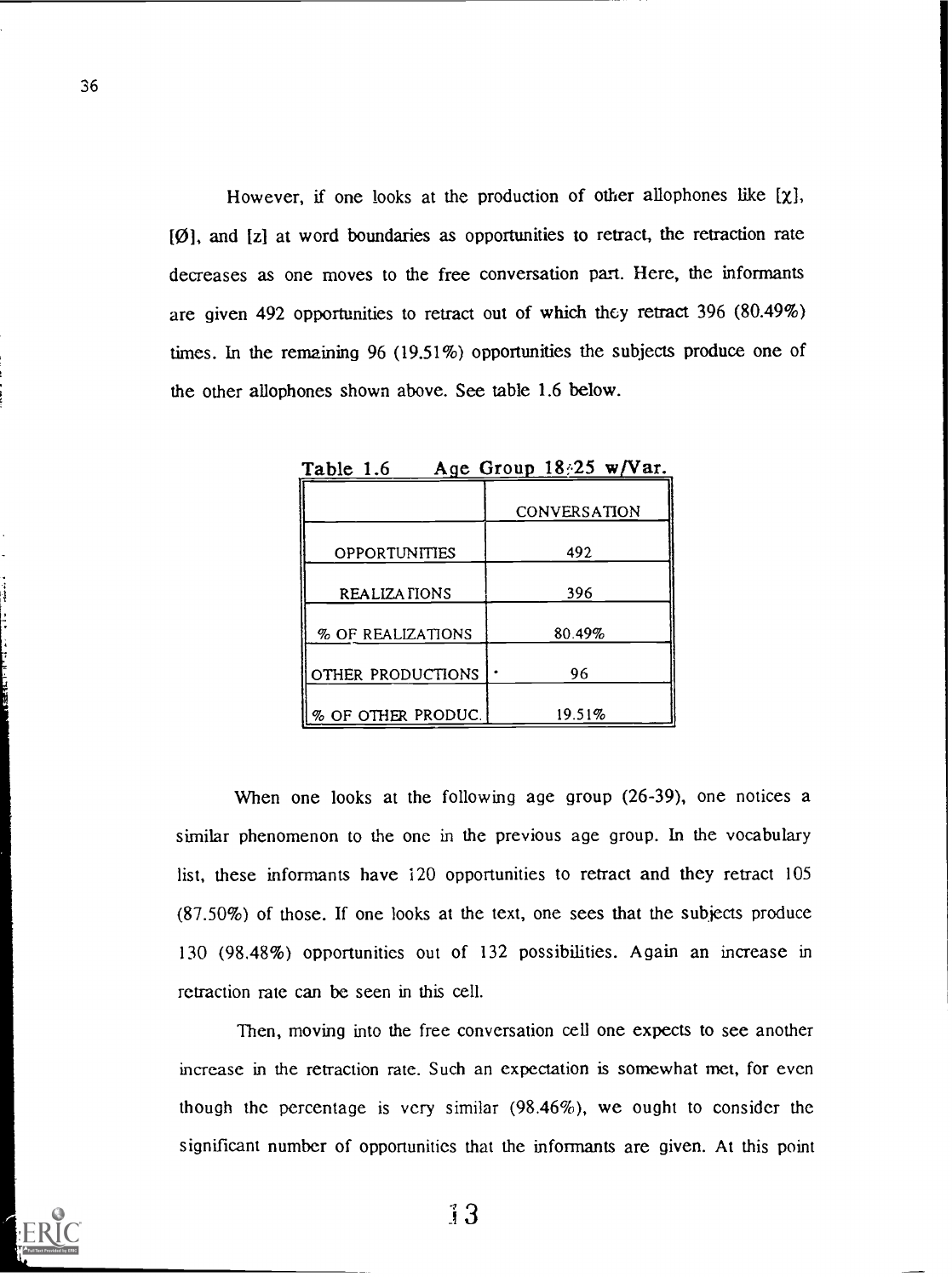However, if one looks at the production of other allophones like [χ], [Ø], and [z] at word boundaries as opportunities to retract, the retraction rate decreases as one moves to the free conversation part. Here, the informants are given 492 opportunities to retract out of which they retract 396 (80.49%) times. In the remaining 96 (19.51%) opportunities the subjects produce one of the other allophones shown above. See table 1.6 below.

Table 1.6 Age Group 18-25 w/Var.

| | CONVERSATION |
|---|---|
| OPPORTUNITIES | 492 |
| REALIZATIONS | 396 |
| % OF REALIZATIONS | 80.49% |
| OTHER PRODUCTIONS | 96 |
| % OF OTHER PRODUC. | 19.51% |

When one looks at the following age group (26-39), one notices a similar phenomenon to the one in the previous age group. In the vocabulary list, these informants have 120 opportunities to retract and they retract 105 (87.50%) of those. If one looks at the text, one sees that the subjects produce 130 (98.48%) opportunities out of 132 possibilities. Again an increase in retraction rate can be seen in this cell.

Then, moving into the free conversation cell one expects to see another increase in the retraction rate. Such an expectation is somewhat met, for even though the percentage is very similar (98.46%), we ought to consider the significant number of opportunities that the informants are given. At this point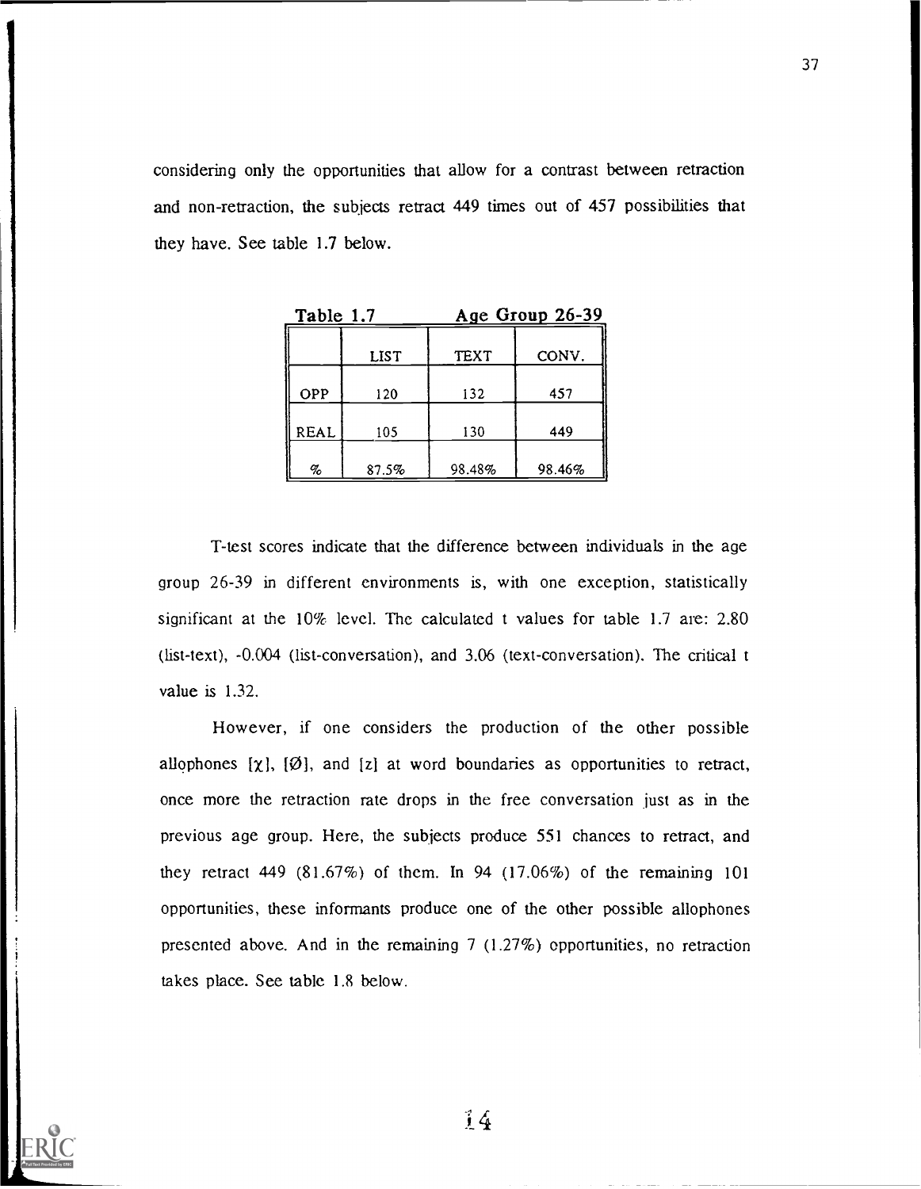considering only the opportunities that allow for a contrast between retraction and non-retraction, the subjects retract 449 times out of 457 possibilities that they have. See table 1.7 below.

**Table 1.7 Age Group 26-39**

| | LIST | TEXT | CONV. |
|---|---|---|---|
| OPP | 120 | 132 | 457 |
| REAL | 105 | 130 | 449 |
| % | 87.5% | 98.48% | 98.46% |

T-test scores indicate that the difference between individuals in the age group 26-39 in different environments is, with one exception, statistically significant at the 10% level. The calculated t values for table 1.7 are: 2.80 (list-text), -0.004 (list-conversation), and 3.06 (text-conversation). The critical t value is 1.32.

However, if one considers the production of the other possible allophones [χ], [Ø], and [z] at word boundaries as opportunities to retract, once more the retraction rate drops in the free conversation just as in the previous age group. Here, the subjects produce 551 chances to retract, and they retract 449 (81.67%) of them. In 94 (17.06%) of the remaining 101 opportunities, these informants produce one of the other possible allophones presented above. And in the remaining 7 (1.27%) opportunities, no retraction takes place. See table 1.8 below.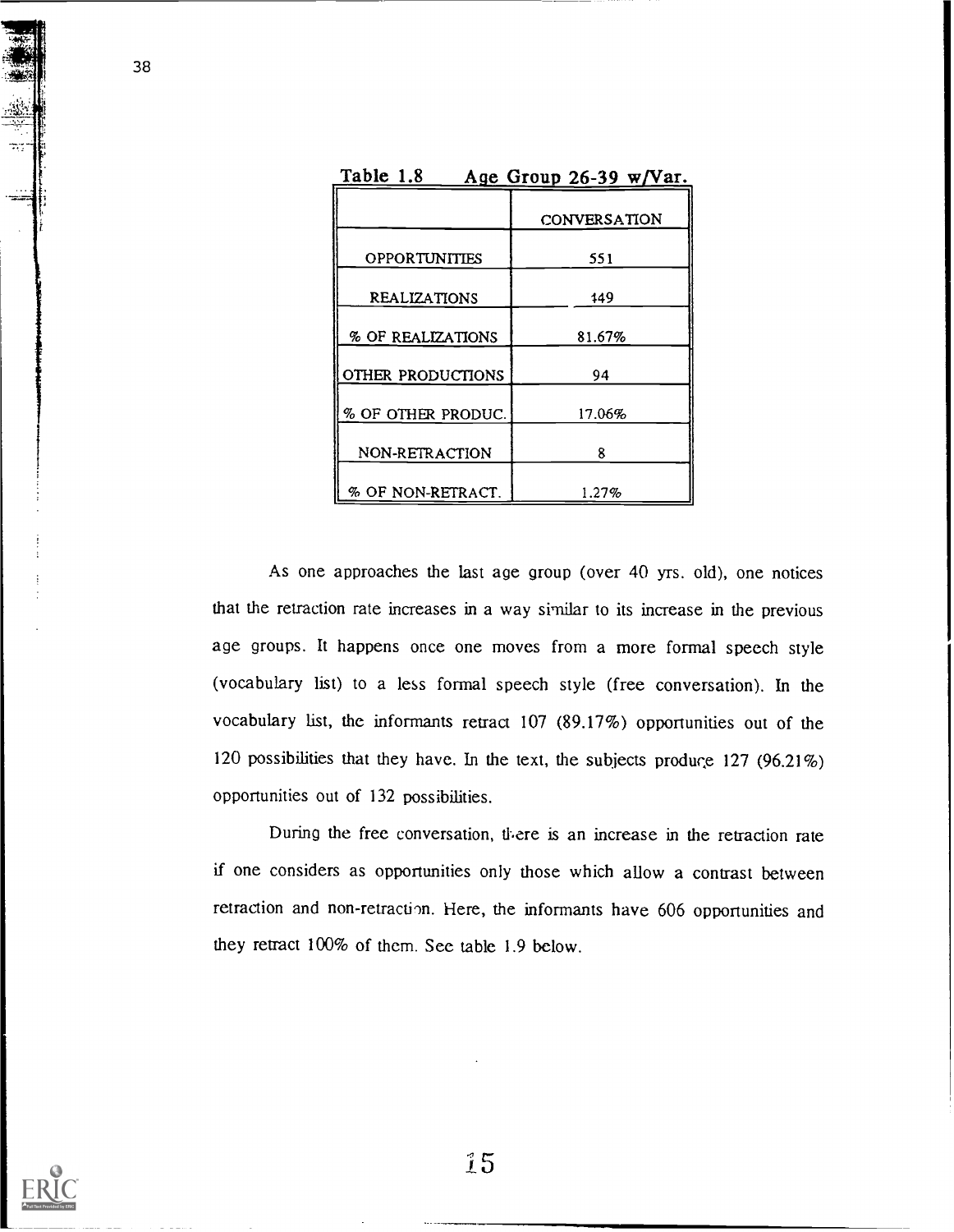Table 1.8 Age Group 26-39 w/Var.

| | CONVERSATION |
|---|---|
| OPPORTUNITIES | 551 |
| REALIZATIONS | 449 |
| % OF REALIZATIONS | 81.67% |
| OTHER PRODUCTIONS | 94 |
| % OF OTHER PRODUC. | 17.06% |
| NON-RETRACTION | 8 |
| % OF NON-RETRACT. | 1.27% |

As one approaches the last age group (over 40 yrs. old), one notices that the retraction rate increases in a way similar to its increase in the previous age groups. It happens once one moves from a more formal speech style (vocabulary list) to a less formal speech style (free conversation). In the vocabulary list, the informants retract 107 (89.17%) opportunities out of the 120 possibilities that they have. In the text, the subjects produce 127 (96.21%) opportunities out of 132 possibilities.

During the free conversation, there is an increase in the retraction rate if one considers as opportunities only those which allow a contrast between retraction and non-retraction. Here, the informants have 606 opportunities and they retract 100% of them. See table 1.9 below.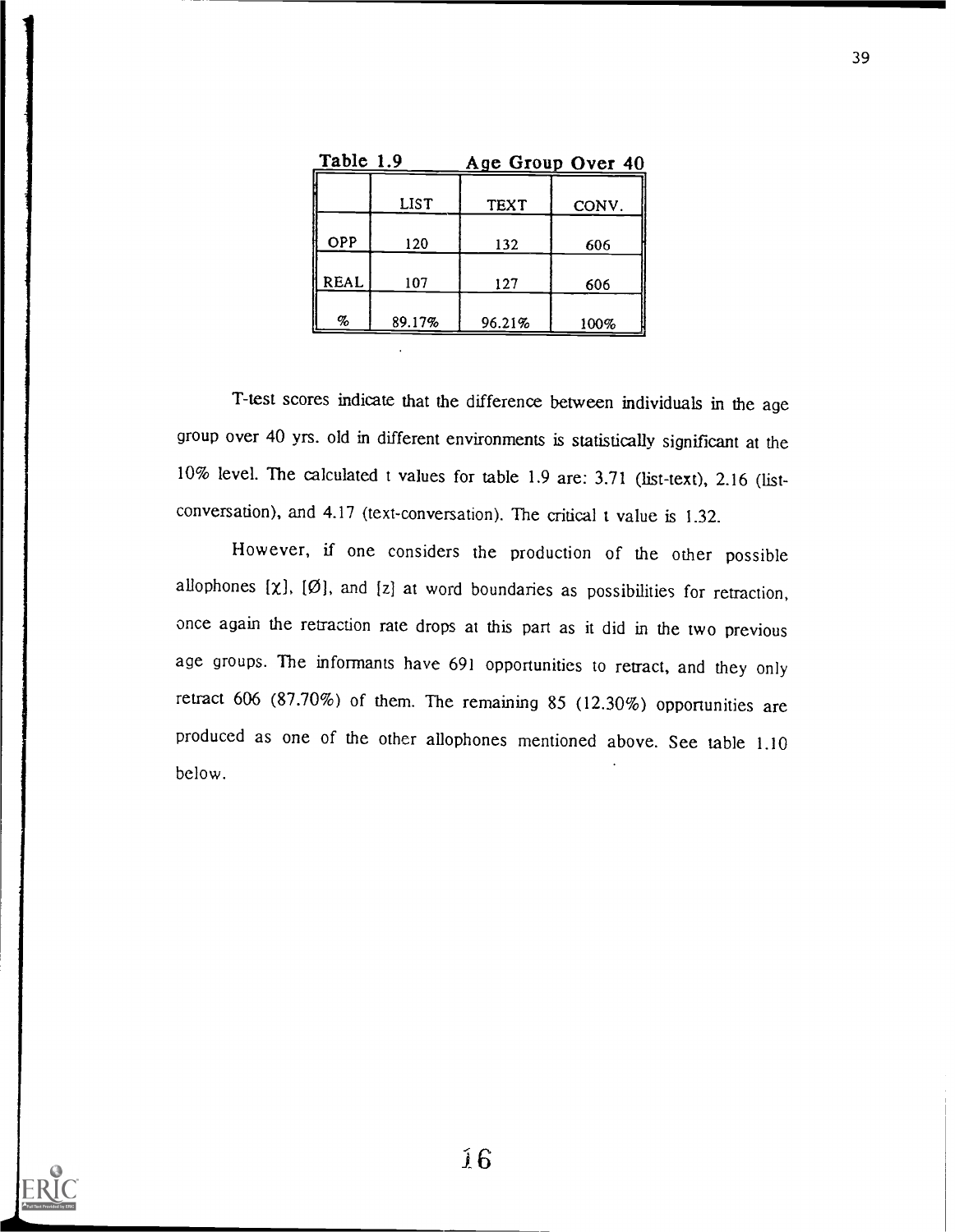Table 1.9 Age Group Over 40

| | LIST | TEXT | CONV. |
|---|---|---|---|
| OPP | 120 | 132 | 606 |
| REAL | 107 | 127 | 606 |
| % | 89.17% | 96.21% | 100% |

T-test scores indicate that the difference between individuals in the age group over 40 yrs. old in different environments is statistically significant at the 10% level. The calculated t values for table 1.9 are: 3.71 (list-text), 2.16 (list-conversation), and 4.17 (text-conversation). The critical t value is 1.32.

However, if one considers the production of the other possible allophones [χ], [Ø], and [z] at word boundaries as possibilities for retraction, once again the retraction rate drops at this part as it did in the two previous age groups. The informants have 691 opportunities to retract, and they only retract 606 (87.70%) of them. The remaining 85 (12.30%) opportunities are produced as one of the other allophones mentioned above. See table 1.10 below.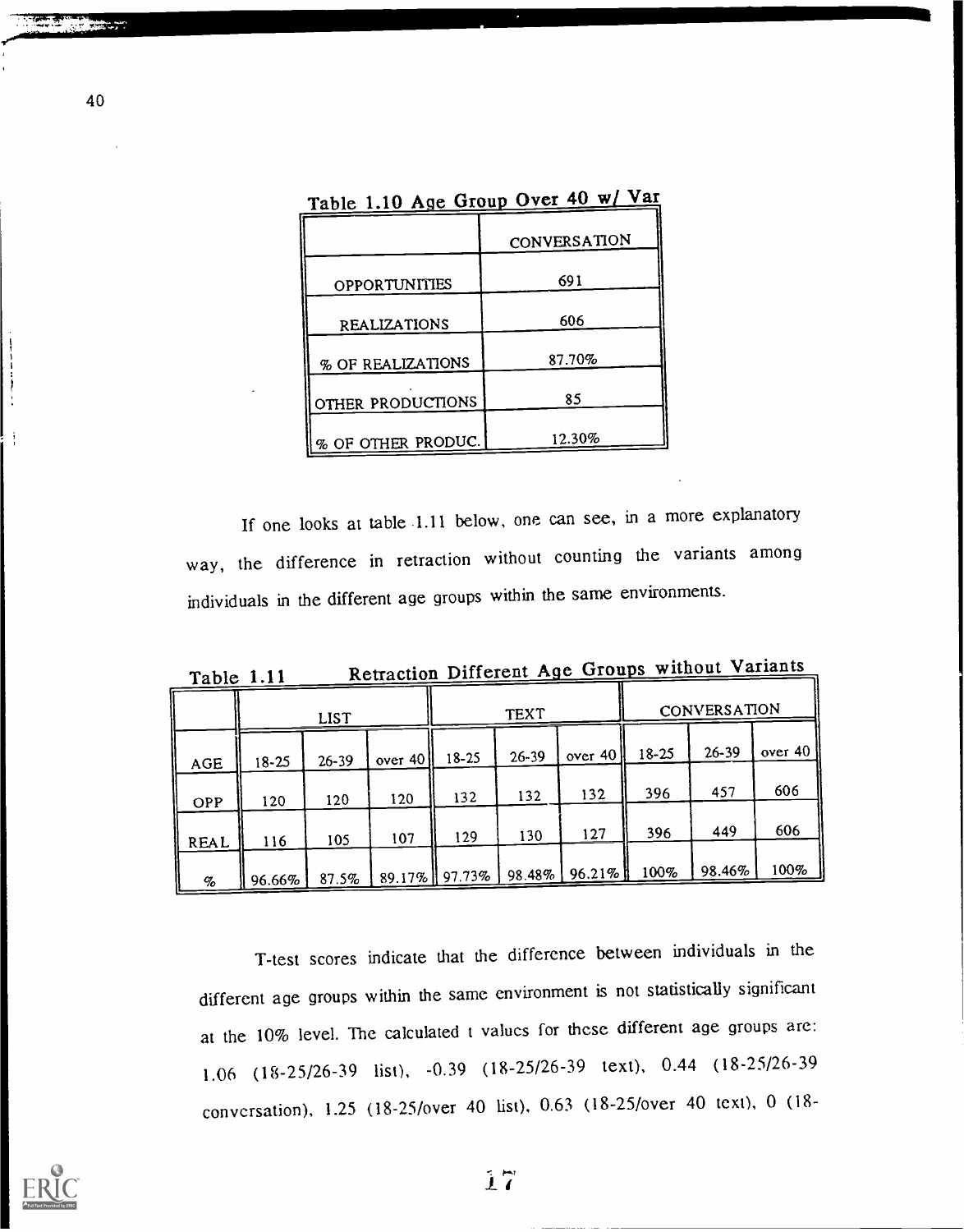Table 1.10 Age Group Over 40 w/ Var

| | CONVERSATION |
|---|---|
| OPPORTUNITIES | 691 |
| REALIZATIONS | 606 |
| % OF REALIZATIONS | 87.70% |
| OTHER PRODUCTIONS | 85 |
| % OF OTHER PRODUC. | 12.30% |

If one looks at table 1.11 below, one can see, in a more explanatory way, the difference in retraction without counting the variants among individuals in the different age groups within the same environments.

Table 1.11 Retraction Different Age Groups without Variants

| | LIST | | | TEXT | | | CONVERSATION | | |
|---|---|---|---|---|---|---|---|---|---|
| AGE | 18-25 | 26-39 | over 40 | 18-25 | 26-39 | over 40 | 18-25 | 26-39 | over 40 |
| OPP | 120 | 120 | 120 | 132 | 132 | 132 | 396 | 457 | 606 |
| REAL | 116 | 105 | 107 | 129 | 130 | 127 | 396 | 449 | 606 |
| % | 96.66% | 87.5% | 89.17% | 97.73% | 98.48% | 96.21% | 100% | 98.46% | 100% |

T-test scores indicate that the difference between individuals in the different age groups within the same environment is not statistically significant at the 10% level. The calculated t values for these different age groups are: 1.06 (18-25/26-39 list), -0.39 (18-25/26-39 text), 0.44 (18-25/26-39 conversation), 1.25 (18-25/over 40 list), 0.63 (18-25/over 40 text), 0 (18-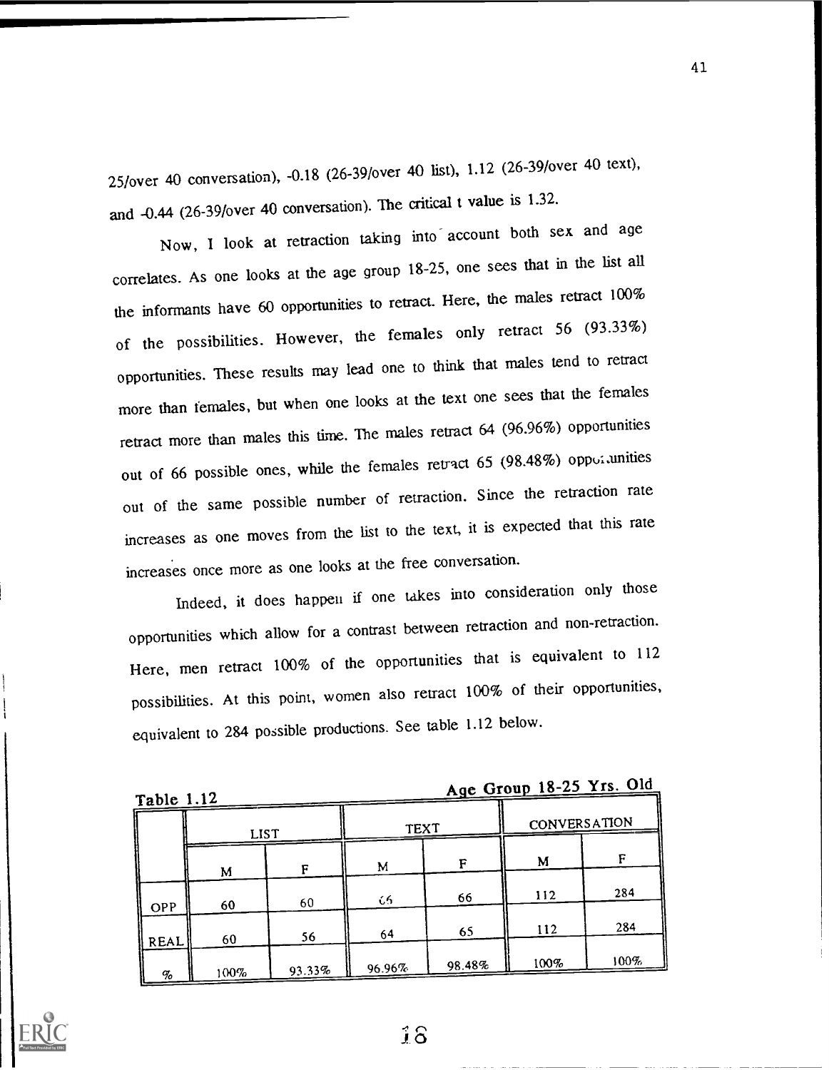25/over 40 conversation), -0.18 (26-39/over 40 list), 1.12 (26-39/over 40 text), and -0.44 (26-39/over 40 conversation). The critical t value is 1.32.

Now, I look at retraction taking into account both sex and age correlates. As one looks at the age group 18-25, one sees that in the list all the informants have 60 opportunities to retract. Here, the males retract 100% of the possibilities. However, the females only retract 56 (93.33%) opportunities. These results may lead one to think that males tend to retract more than females, but when one looks at the text one sees that the females retract more than males this time. The males retract 64 (96.96%) opportunities out of 66 possible ones, while the females retract 65 (98.48%) opportunities out of the same possible number of retraction. Since the retraction rate increases as one moves from the list to the text, it is expected that this rate increases once more as one looks at the free conversation.

Indeed, it does happen if one takes into consideration only those opportunities which allow for a contrast between retraction and non-retraction. Here, men retract 100% of the opportunities that is equivalent to 112 possibilities. At this point, women also retract 100% of their opportunities, equivalent to 284 possible productions. See table 1.12 below.

Table 1.12 — Age Group 18-25 Yrs. Old

| | LIST | | TEXT | | CONVERSATION | |
|---|---|---|---|---|---|---|
| | M | F | M | F | M | F |
| OPP | 60 | 60 | 66 | 66 | 112 | 284 |
| REAL | 60 | 56 | 64 | 65 | 112 | 284 |
| % | 100% | 93.33% | 96.96% | 98.48% | 100% | 100% |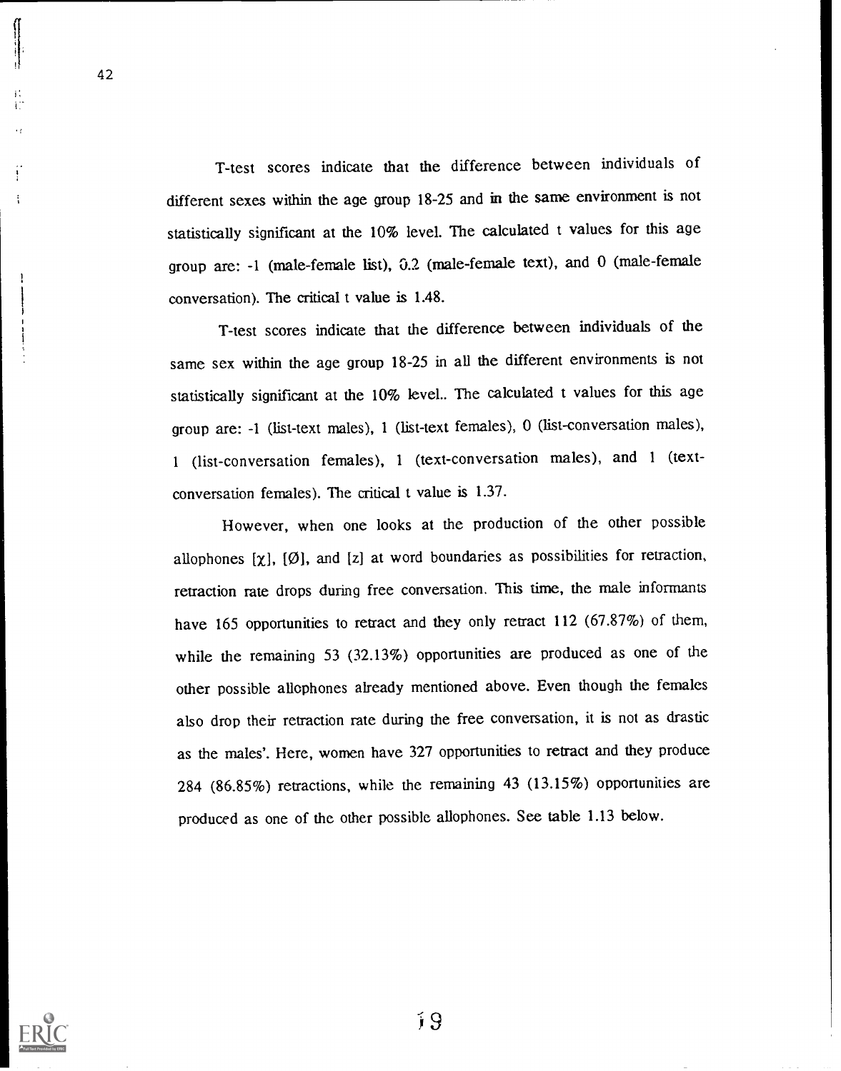T-test scores indicate that the difference between individuals of different sexes within the age group 18-25 and in the same environment is not statistically significant at the 10% level. The calculated t values for this age group are: -1 (male-female list), 0.2 (male-female text), and 0 (male-female conversation). The critical t value is 1.48.

T-test scores indicate that the difference between individuals of the same sex within the age group 18-25 in all the different environments is not statistically significant at the 10% level.. The calculated t values for this age group are: -1 (list-text males), 1 (list-text females), 0 (list-conversation males), 1 (list-conversation females), 1 (text-conversation males), and 1 (text-conversation females). The critical t value is 1.37.

However, when one looks at the production of the other possible allophones [χ], [Ø], and [z] at word boundaries as possibilities for retraction, retraction rate drops during free conversation. This time, the male informants have 165 opportunities to retract and they only retract 112 (67.87%) of them, while the remaining 53 (32.13%) opportunities are produced as one of the other possible allophones already mentioned above. Even though the females also drop their retraction rate during the free conversation, it is not as drastic as the males'. Here, women have 327 opportunities to retract and they produce 284 (86.85%) retractions, while the remaining 43 (13.15%) opportunities are produced as one of the other possible allophones. See table 1.13 below.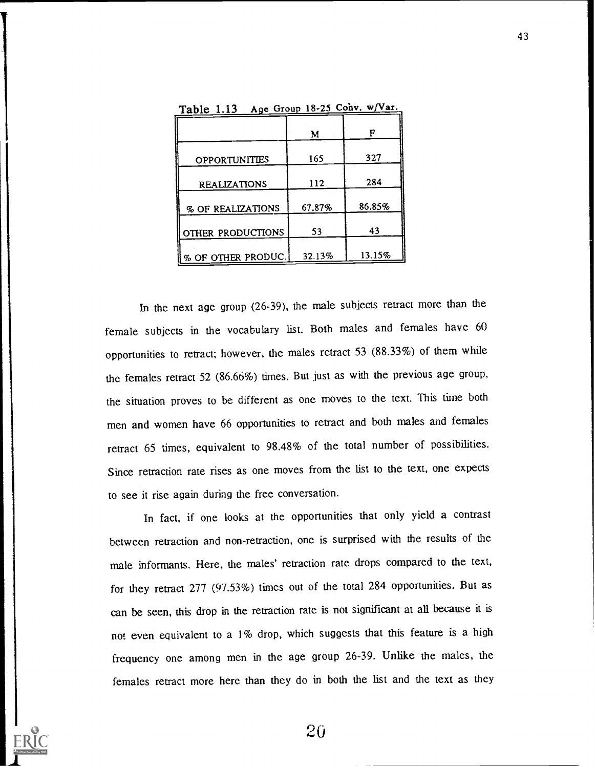Table 1.13 Age Group 18-25 Conv. w/Var.

| | M | F |
|---|---|---|
| OPPORTUNITIES | 165 | 327 |
| REALIZATIONS | 112 | 284 |
| % OF REALIZATIONS | 67.87% | 86.85% |
| OTHER PRODUCTIONS | 53 | 43 |
| % OF OTHER PRODUC. | 32.13% | 13.15% |

In the next age group (26-39), the male subjects retract more than the female subjects in the vocabulary list. Both males and females have 60 opportunities to retract; however, the males retract 53 (88.33%) of them while the females retract 52 (86.66%) times. But just as with the previous age group, the situation proves to be different as one moves to the text. This time both men and women have 66 opportunities to retract and both males and females retract 65 times, equivalent to 98.48% of the total number of possibilities. Since retraction rate rises as one moves from the list to the text, one expects to see it rise again during the free conversation.

In fact, if one looks at the opportunities that only yield a contrast between retraction and non-retraction, one is surprised with the results of the male informants. Here, the males' retraction rate drops compared to the text, for they retract 277 (97.53%) times out of the total 284 opportunities. But as can be seen, this drop in the retraction rate is not significant at all because it is not even equivalent to a 1% drop, which suggests that this feature is a high frequency one among men in the age group 26-39. Unlike the males, the females retract more here than they do in both the list and the text as they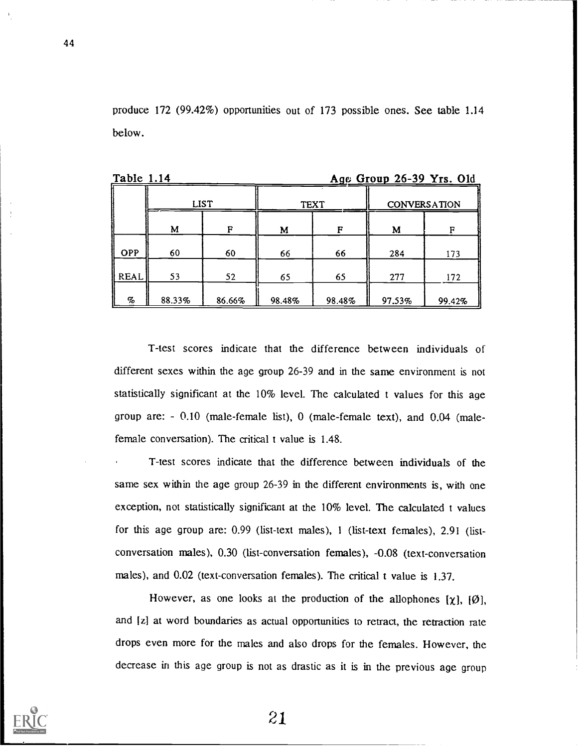produce 172 (99.42%) opportunities out of 173 possible ones. See table 1.14 below.

Table 1.14 Age Group 26-39 Yrs. Old

| | LIST | | TEXT | | CONVERSATION | |
|---|---|---|---|---|---|---|
| | M | F | M | F | M | F |
| OPP | 60 | 60 | 66 | 66 | 284 | 173 |
| REAL | 53 | 52 | 65 | 65 | 277 | 172 |
| % | 88.33% | 86.66% | 98.48% | 98.48% | 97.53% | 99.42% |

T-test scores indicate that the difference between individuals of different sexes within the age group 26-39 and in the same environment is not statistically significant at the 10% level. The calculated t values for this age group are: - 0.10 (male-female list), 0 (male-female text), and 0.04 (male-female conversation). The critical t value is 1.48.

T-test scores indicate that the difference between individuals of the same sex within the age group 26-39 in the different environments is, with one exception, not statistically significant at the 10% level. The calculated t values for this age group are: 0.99 (list-text males), 1 (list-text females), 2.91 (list-conversation males), 0.30 (list-conversation females), -0.08 (text-conversation males), and 0.02 (text-conversation females). The critical t value is 1.37.

However, as one looks at the production of the allophones [χ], [Ø], and [z] at word boundaries as actual opportunities to retract, the retraction rate drops even more for the males and also drops for the females. However, the decrease in this age group is not as drastic as it is in the previous age group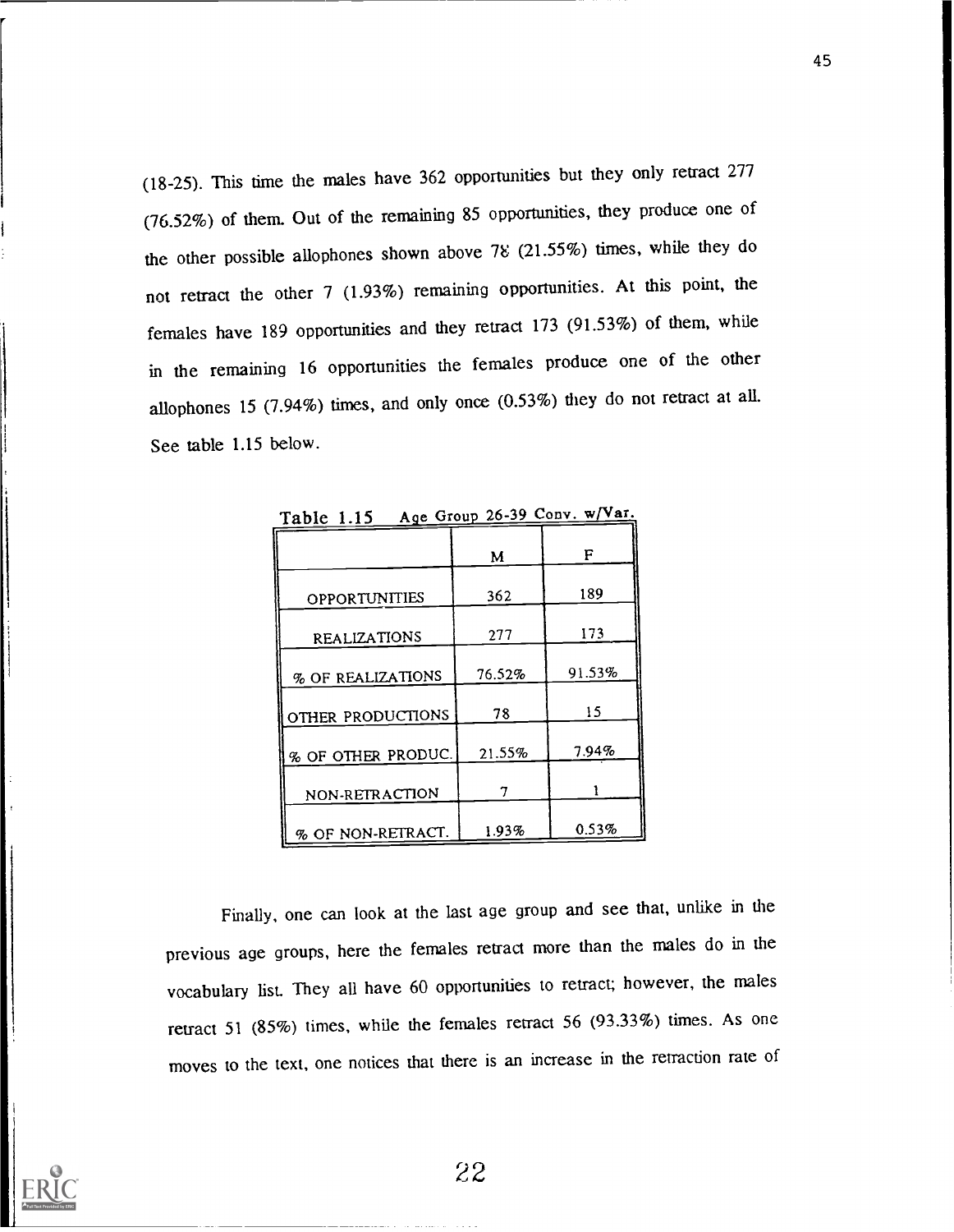(18-25). This time the males have 362 opportunities but they only retract 277 (76.52%) of them. Out of the remaining 85 opportunities, they produce one of the other possible allophones shown above 78 (21.55%) times, while they do not retract the other 7 (1.93%) remaining opportunities. At this point, the females have 189 opportunities and they retract 173 (91.53%) of them, while in the remaining 16 opportunities the females produce one of the other allophones 15 (7.94%) times, and only once (0.53%) they do not retract at all. See table 1.15 below.

Table 1.15 Age Group 26-39 Conv. w/Var.

| | M | F |
|---|---|---|
| OPPORTUNITIES | 362 | 189 |
| REALIZATIONS | 277 | 173 |
| % OF REALIZATIONS | 76.52% | 91.53% |
| OTHER PRODUCTIONS | 78 | 15 |
| % OF OTHER PRODUC. | 21.55% | 7.94% |
| NON-RETRACTION | 7 | 1 |
| % OF NON-RETRACT. | 1.93% | 0.53% |

Finally, one can look at the last age group and see that, unlike in the previous age groups, here the females retract more than the males do in the vocabulary list. They all have 60 opportunities to retract; however, the males retract 51 (85%) times, while the females retract 56 (93.33%) times. As one moves to the text, one notices that there is an increase in the retraction rate of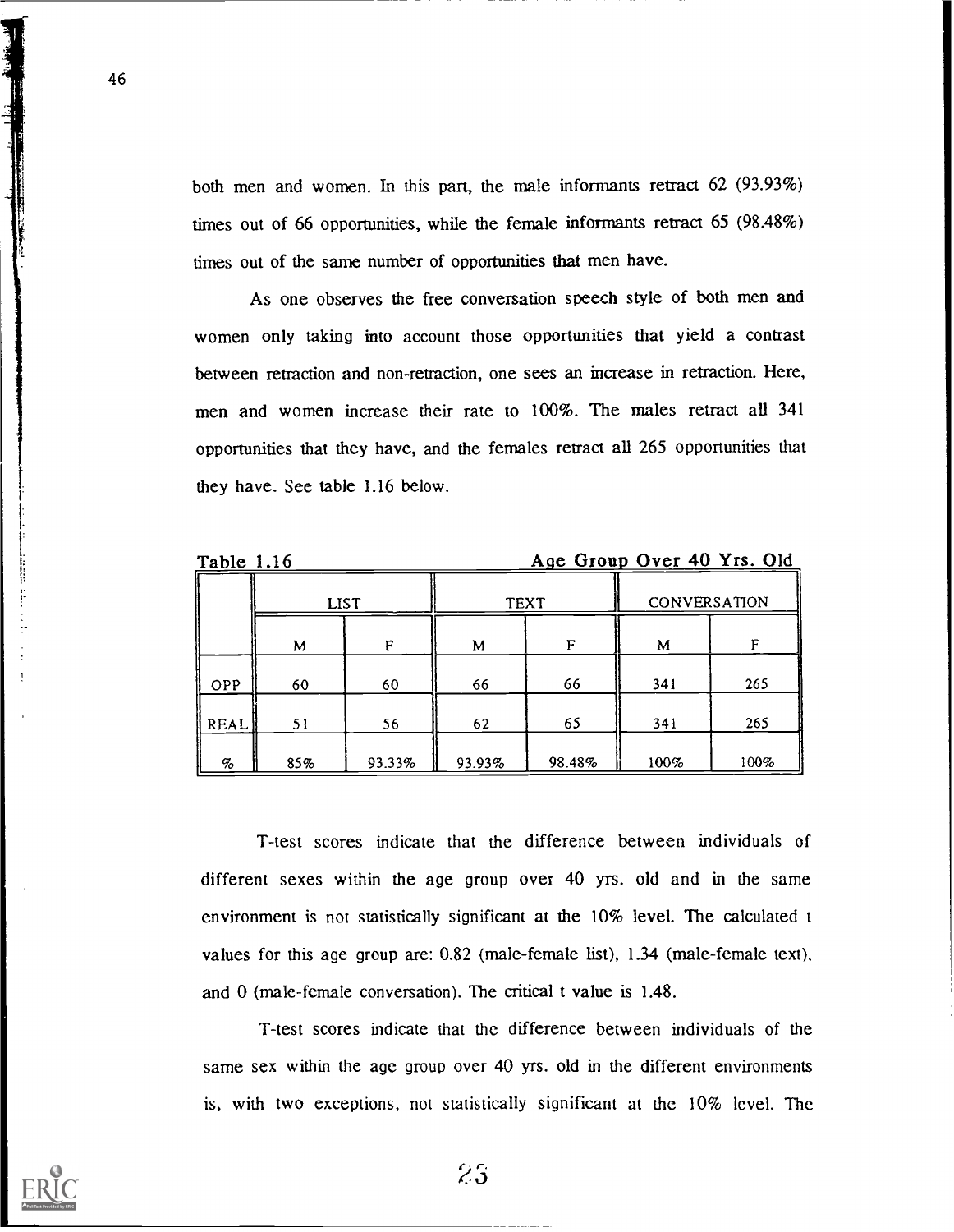both men and women. In this part, the male informants retract 62 (93.93%) times out of 66 opportunities, while the female informants retract 65 (98.48%) times out of the same number of opportunities that men have.

As one observes the free conversation speech style of both men and women only taking into account those opportunities that yield a contrast between retraction and non-retraction, one sees an increase in retraction. Here, men and women increase their rate to 100%. The males retract all 341 opportunities that they have, and the females retract all 265 opportunities that they have. See table 1.16 below.

Table 1.16 — Age Group Over 40 Yrs. Old

| | LIST | | TEXT | | CONVERSATION | |
|---|---|---|---|---|---|---|
| | M | F | M | F | M | F |
| OPP | 60 | 60 | 66 | 66 | 341 | 265 |
| REAL | 51 | 56 | 62 | 65 | 341 | 265 |
| % | 85% | 93.33% | 93.93% | 98.48% | 100% | 100% |

T-test scores indicate that the difference between individuals of different sexes within the age group over 40 yrs. old and in the same environment is not statistically significant at the 10% level. The calculated t values for this age group are: 0.82 (male-female list), 1.34 (male-female text), and 0 (male-female conversation). The critical t value is 1.48.

T-test scores indicate that the difference between individuals of the same sex within the age group over 40 yrs. old in the different environments is, with two exceptions, not statistically significant at the 10% level. The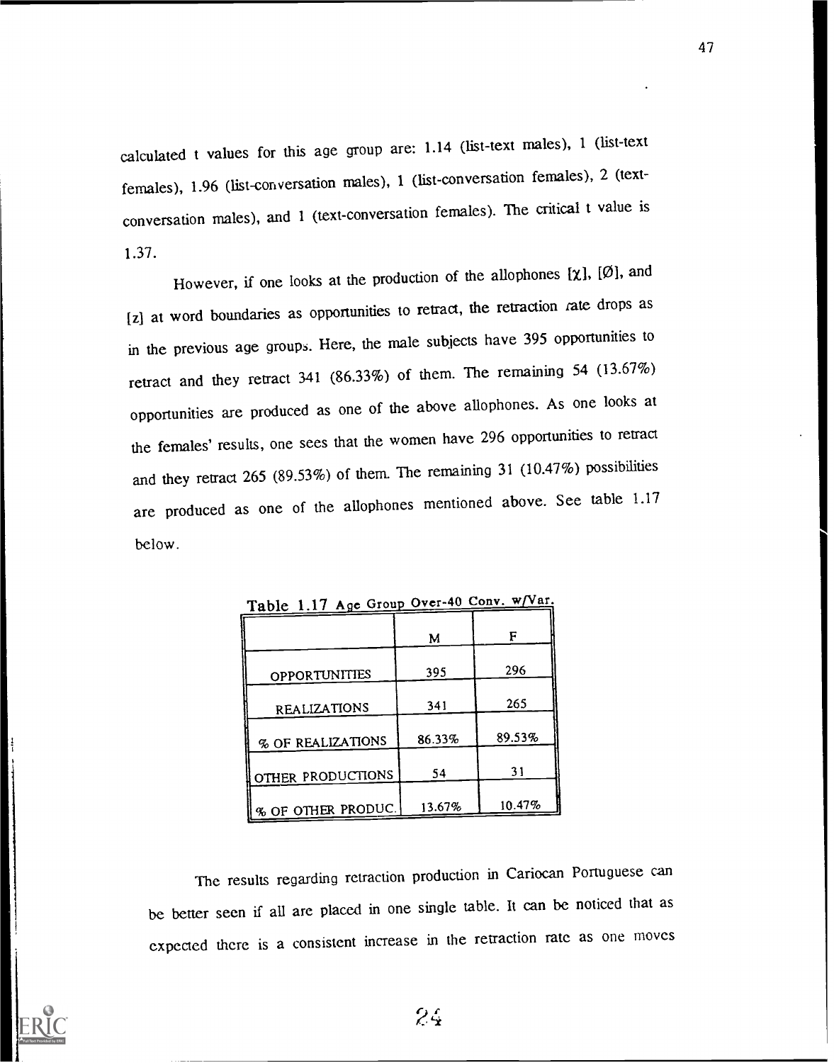calculated t values for this age group are: 1.14 (list-text males), 1 (list-text females), 1.96 (list-conversation males), 1 (list-conversation females), 2 (text-conversation males), and 1 (text-conversation females). The critical t value is 1.37.

However, if one looks at the production of the allophones [χ], [Ø], and [z] at word boundaries as opportunities to retract, the retraction rate drops as in the previous age groups. Here, the male subjects have 395 opportunities to retract and they retract 341 (86.33%) of them. The remaining 54 (13.67%) opportunities are produced as one of the above allophones. As one looks at the females' results, one sees that the women have 296 opportunities to retract and they retract 265 (89.53%) of them. The remaining 31 (10.47%) possibilities are produced as one of the allophones mentioned above. See table 1.17 below.

Table 1.17 Age Group Over-40 Conv. w/Var.

| | M | F |
|---|---|---|
| OPPORTUNITIES | 395 | 296 |
| REALIZATIONS | 341 | 265 |
| % OF REALIZATIONS | 86.33% | 89.53% |
| OTHER PRODUCTIONS | 54 | 31 |
| % OF OTHER PRODUC. | 13.67% | 10.47% |

The results regarding retraction production in Cariocan Portuguese can be better seen if all are placed in one single table. It can be noticed that as expected there is a consistent increase in the retraction rate as one moves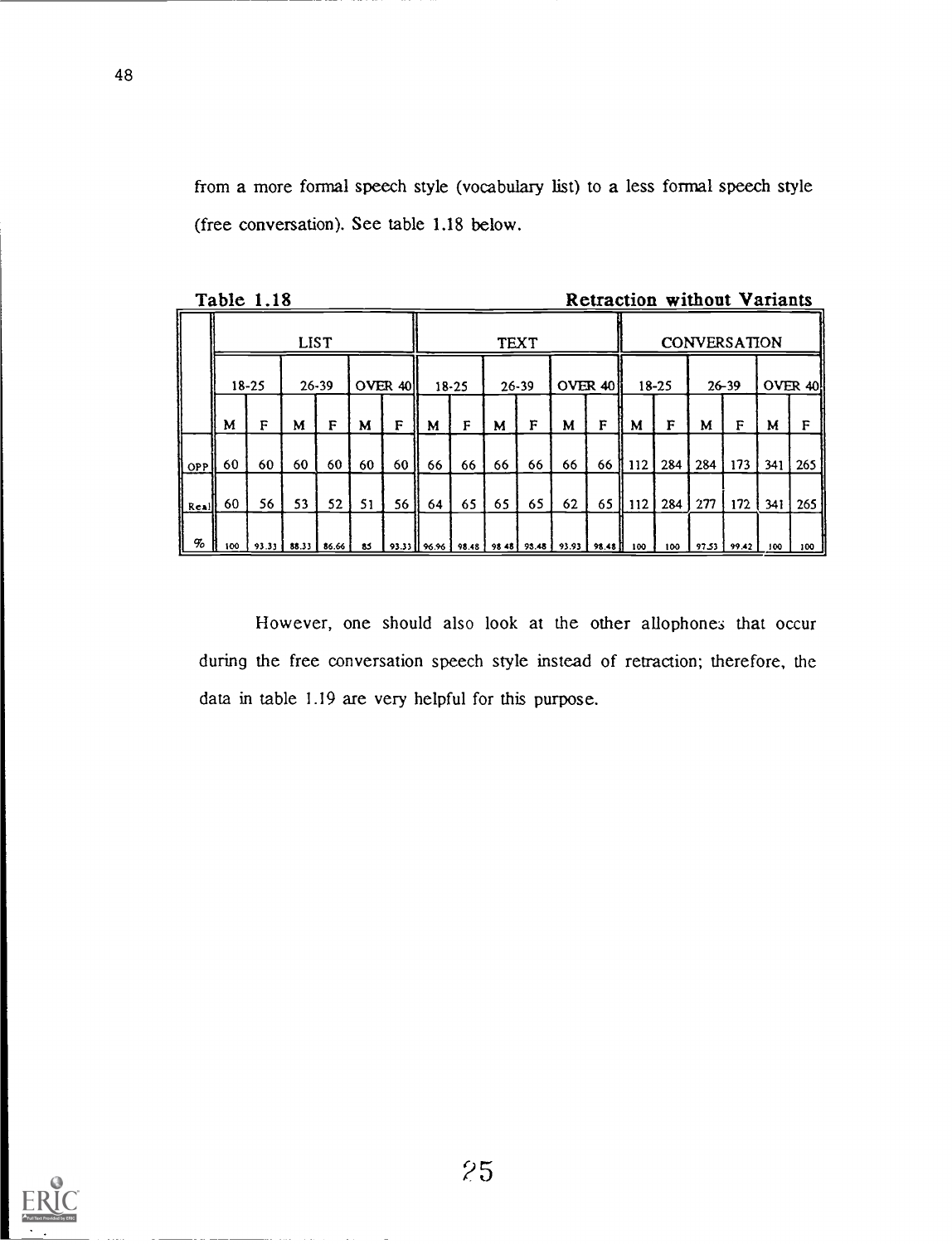from a more formal speech style (vocabulary list) to a less formal speech style (free conversation). See table 1.18 below.

**Table 1.18** **Retraction without Variants**

| | LIST | | | | | | TEXT | | | | | | CONVERSATION | | | | | |
|---|---|---|---|---|---|---|---|---|---|---|---|---|---|---|---|---|---|---|
| | 18-25 | | 26-39 | | OVER 40 | | 18-25 | | 26-39 | | OVER 40 | | 18-25 | | 26-39 | | OVER 40 | |
| | M | F | M | F | M | F | M | F | M | F | M | F | M | F | M | F | M | F |
| OPP | 60 | 60 | 60 | 60 | 60 | 60 | 66 | 66 | 66 | 66 | 66 | 66 | 112 | 284 | 284 | 173 | 341 | 265 |
| Real | 60 | 56 | 53 | 52 | 51 | 56 | 64 | 65 | 65 | 65 | 62 | 65 | 112 | 284 | 277 | 172 | 341 | 265 |
| % | 100 | 93.33 | 88.33 | 86.66 | 85 | 93.33 | 96.96 | 98.48 | 98.48 | 98.48 | 93.93 | 98.48 | 100 | 100 | 97.53 | 99.42 | 100 | 100 |

However, one should also look at the other allophones that occur during the free conversation speech style instead of retraction; therefore, the data in table 1.19 are very helpful for this purpose.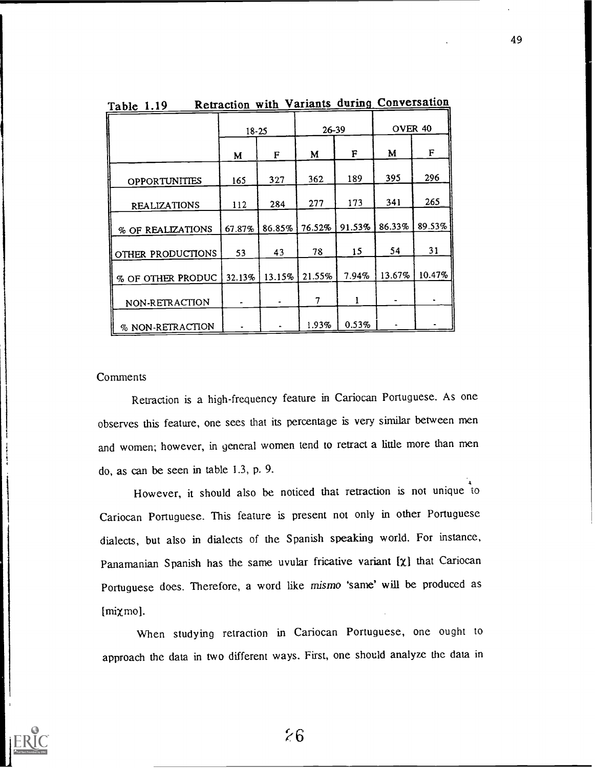Table 1.19 **Retraction with Variants during Conversation**

| | 18-25 | | 26-39 | | OVER 40 | |
|---|---|---|---|---|---|---|
| | M | F | M | F | M | F |
| OPPORTUNITIES | 165 | 327 | 362 | 189 | 395 | 296 |
| REALIZATIONS | 112 | 284 | 277 | 173 | 341 | 265 |
| % OF REALIZATIONS | 67.87% | 86.85% | 76.52% | 91.53% | 86.33% | 89.53% |
| OTHER PRODUCTIONS | 53 | 43 | 78 | 15 | 54 | 31 |
| % OF OTHER PRODUC | 32.13% | 13.15% | 21.55% | 7.94% | 13.67% | 10.47% |
| NON-RETRACTION | - | - | 7 | 1 | - | - |
| % NON-RETRACTION | - | - | 1.93% | 0.53% | - | - |

Comments

Retraction is a high-frequency feature in Cariocan Portuguese. As one observes this feature, one sees that its percentage is very similar between men and women; however, in general women tend to retract a little more than men do, as can be seen in table 1.3, p. 9.

However, it should also be noticed that retraction is not unique to Cariocan Portuguese. This feature is present not only in other Portuguese dialects, but also in dialects of the Spanish speaking world. For instance, Panamanian Spanish has the same uvular fricative variant [χ] that Cariocan Portuguese does. Therefore, a word like *mismo* 'same' will be produced as [miχmo].

When studying retraction in Cariocan Portuguese, one ought to approach the data in two different ways. First, one should analyze the data in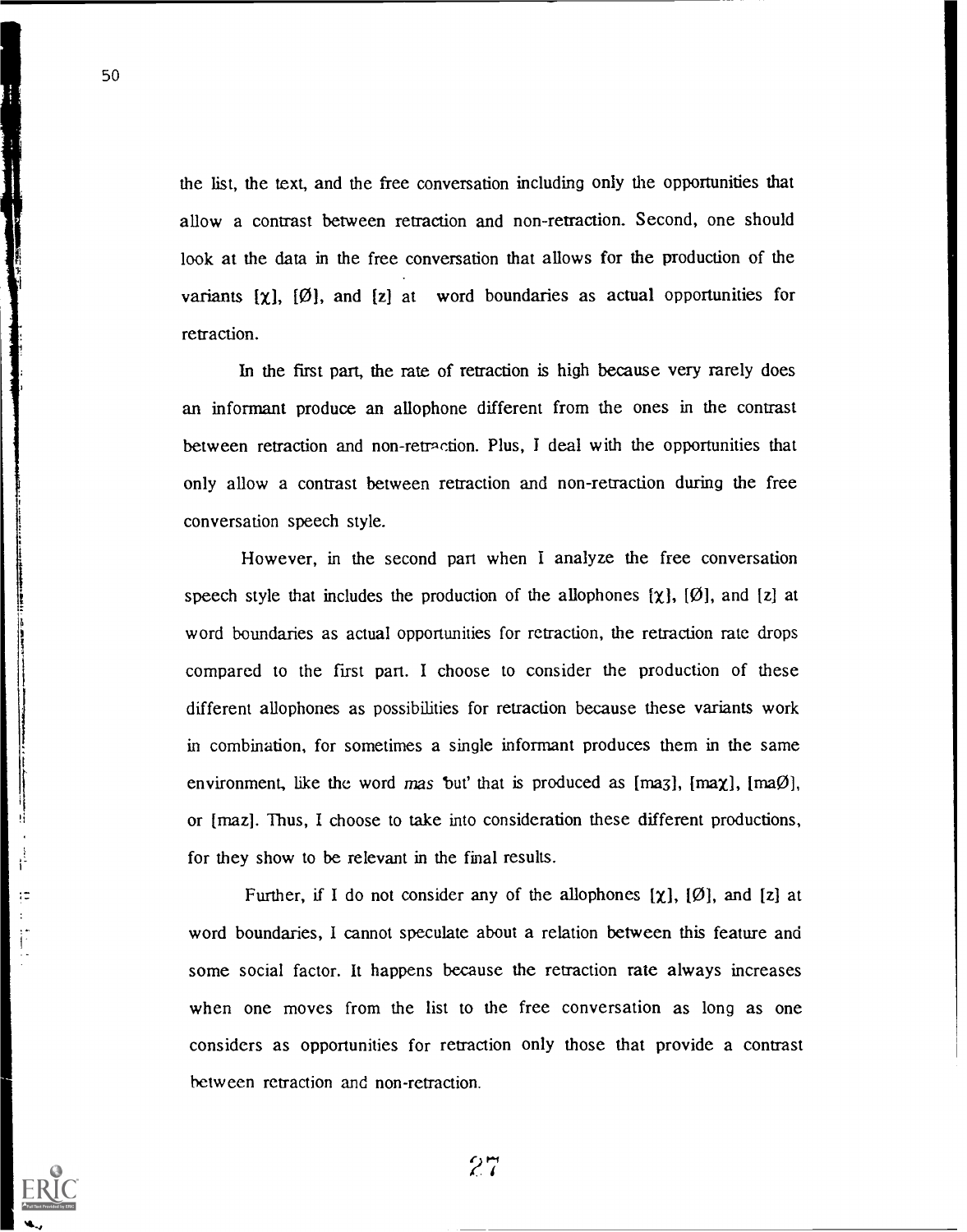the list, the text, and the free conversation including only the opportunities that allow a contrast between retraction and non-retraction. Second, one should look at the data in the free conversation that allows for the production of the variants [χ], [Ø], and [z] at word boundaries as actual opportunities for retraction.

In the first part, the rate of retraction is high because very rarely does an informant produce an allophone different from the ones in the contrast between retraction and non-retraction. Plus, I deal with the opportunities that only allow a contrast between retraction and non-retraction during the free conversation speech style.

However, in the second part when I analyze the free conversation speech style that includes the production of the allophones [χ], [Ø], and [z] at word boundaries as actual opportunities for retraction, the retraction rate drops compared to the first part. I choose to consider the production of these different allophones as possibilities for retraction because these variants work in combination, for sometimes a single informant produces them in the same environment, like the word *mas* 'but' that is produced as [maʒ], [maχ], [maØ], or [maz]. Thus, I choose to take into consideration these different productions, for they show to be relevant in the final results.

Further, if I do not consider any of the allophones [χ], [Ø], and [z] at word boundaries, I cannot speculate about a relation between this feature and some social factor. It happens because the retraction rate always increases when one moves from the list to the free conversation as long as one considers as opportunities for retraction only those that provide a contrast between retraction and non-retraction.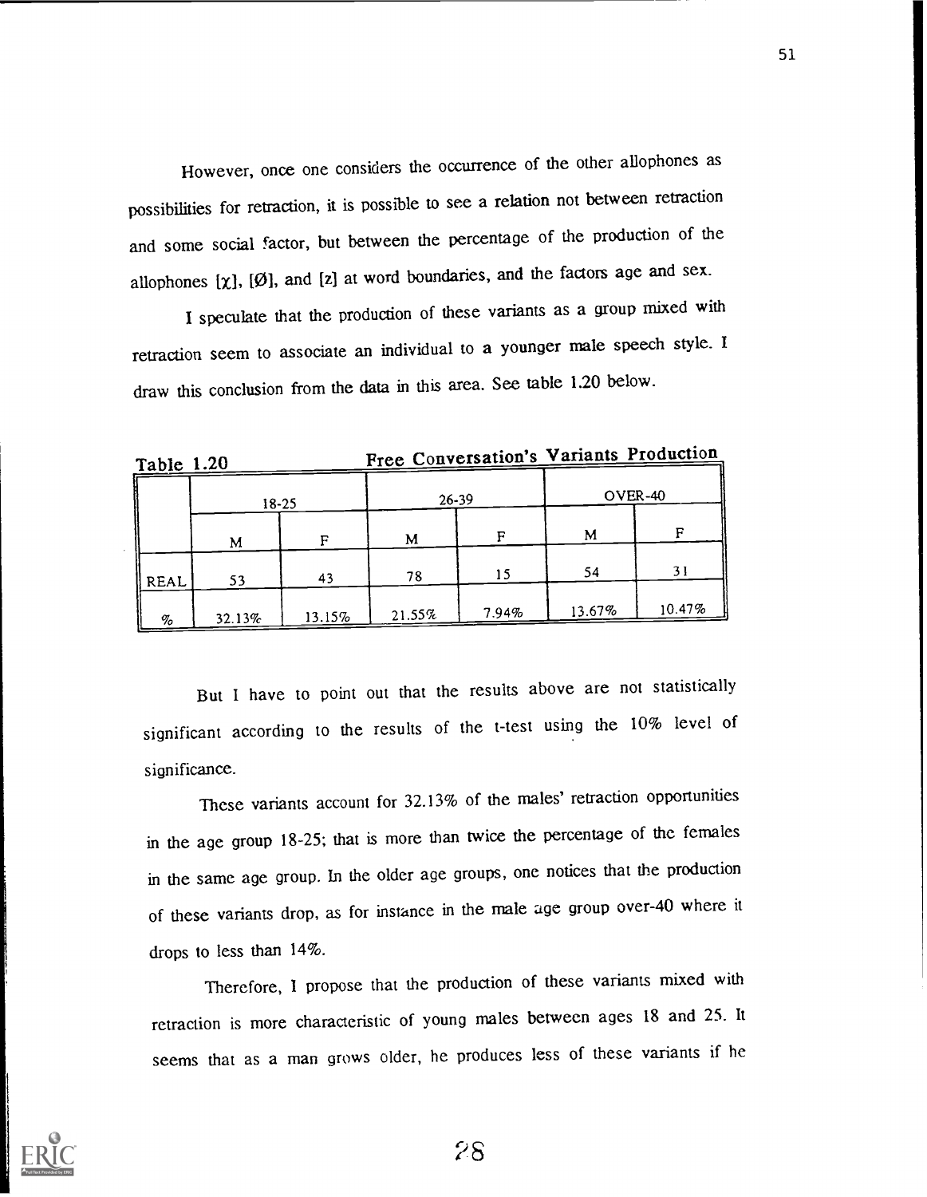However, once one considers the occurrence of the other allophones as possibilities for retraction, it is possible to see a relation not between retraction and some social factor, but between the percentage of the production of the allophones [χ], [Ø], and [z] at word boundaries, and the factors age and sex.

I speculate that the production of these variants as a group mixed with retraction seem to associate an individual to a younger male speech style. I draw this conclusion from the data in this area. See table 1.20 below.

Table 1.20 **Free Conversation's Variants Production**

| | 18-25 | | 26-39 | | OVER-40 | |
|---|---|---|---|---|---|---|
| | M | F | M | F | M | F |
| REAL | 53 | 43 | 78 | 15 | 54 | 31 |
| % | 32.13% | 13.15% | 21.55% | 7.94% | 13.67% | 10.47% |

But I have to point out that the results above are not statistically significant according to the results of the t-test using the 10% level of significance.

These variants account for 32.13% of the males' retraction opportunities in the age group 18-25; that is more than twice the percentage of the females in the same age group. In the older age groups, one notices that the production of these variants drop, as for instance in the male age group over-40 where it drops to less than 14%.

Therefore, I propose that the production of these variants mixed with retraction is more characteristic of young males between ages 18 and 25. It seems that as a man grows older, he produces less of these variants if he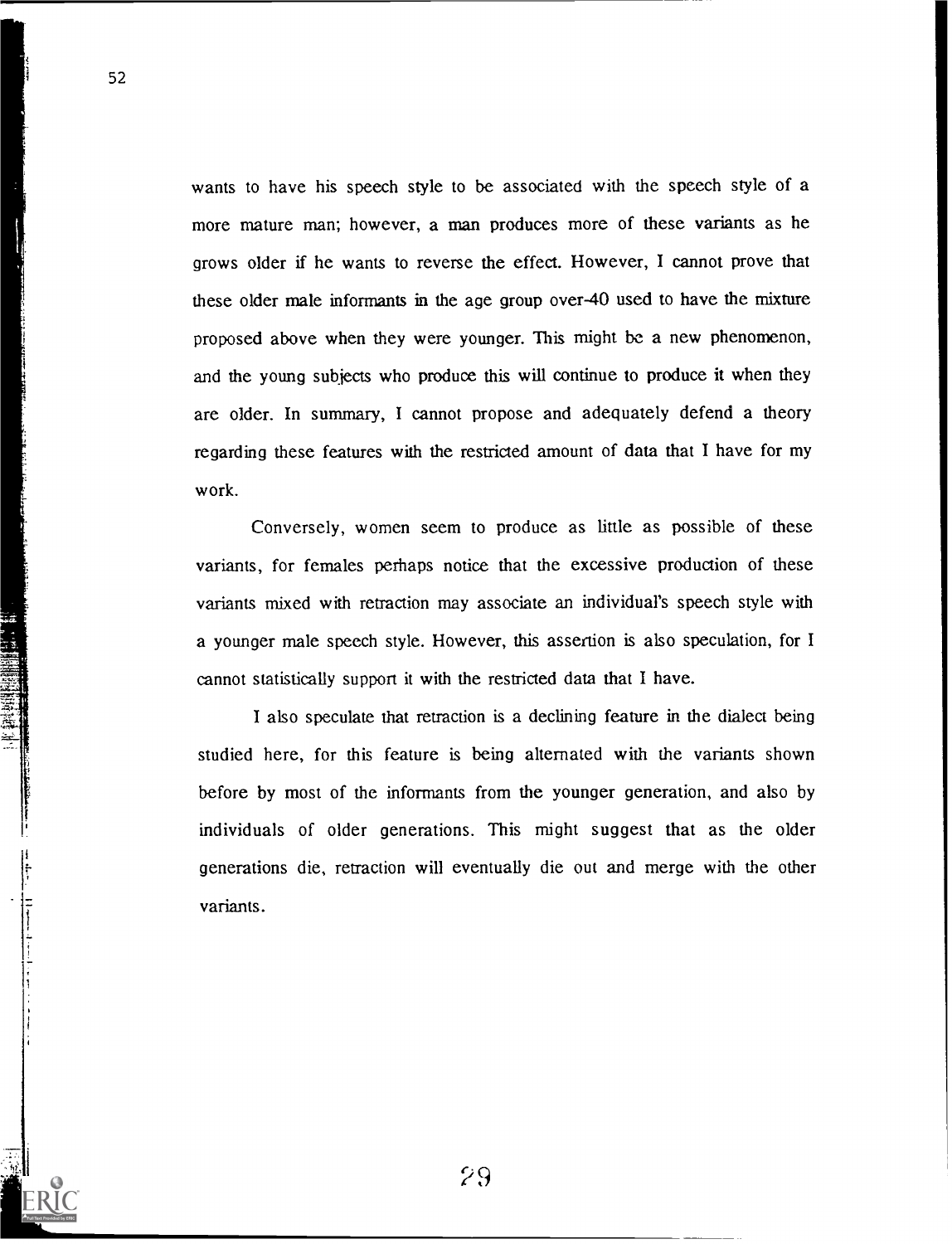wants to have his speech style to be associated with the speech style of a more mature man; however, a man produces more of these variants as he grows older if he wants to reverse the effect. However, I cannot prove that these older male informants in the age group over-40 used to have the mixture proposed above when they were younger. This might be a new phenomenon, and the young subjects who produce this will continue to produce it when they are older. In summary, I cannot propose and adequately defend a theory regarding these features with the restricted amount of data that I have for my work.

Conversely, women seem to produce as little as possible of these variants, for females perhaps notice that the excessive production of these variants mixed with retraction may associate an individual's speech style with a younger male speech style. However, this assertion is also speculation, for I cannot statistically support it with the restricted data that I have.

I also speculate that retraction is a declining feature in the dialect being studied here, for this feature is being alternated with the variants shown before by most of the informants from the younger generation, and also by individuals of older generations. This might suggest that as the older generations die, retraction will eventually die out and merge with the other variants.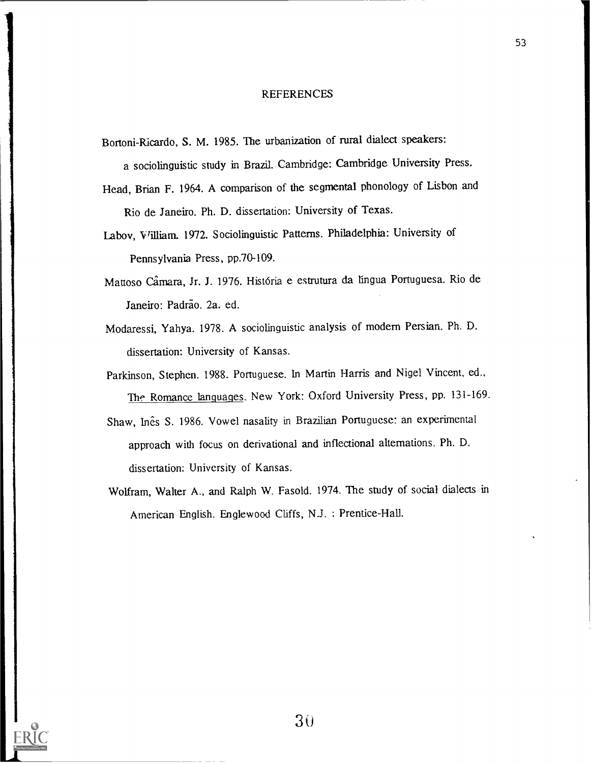## REFERENCES

Bortoni-Ricardo, S. M. 1985. The urbanization of rural dialect speakers: a sociolinguistic study in Brazil. Cambridge: Cambridge University Press.

Head, Brian F. 1964. A comparison of the segmental phonology of Lisbon and Rio de Janeiro. Ph. D. dissertation: University of Texas.

Labov, William. 1972. Sociolinguistic Patterns. Philadelphia: University of Pennsylvania Press, pp.70-109.

Mattoso Câmara, Jr. J. 1976. História e estrutura da lingua Portuguesa. Rio de Janeiro: Padrão. 2a. ed.

Modaressi, Yahya. 1978. A sociolinguistic analysis of modern Persian. Ph. D. dissertation: University of Kansas.

Parkinson, Stephen. 1988. Portuguese. In Martin Harris and Nigel Vincent, ed., The Romance languages. New York: Oxford University Press, pp. 131-169.

Shaw, Inês S. 1986. Vowel nasality in Brazilian Portuguese: an experimental approach with focus on derivational and inflectional alternations. Ph. D. dissertation: University of Kansas.

Wolfram, Walter A., and Ralph W. Fasold. 1974. The study of social dialects in American English. Englewood Cliffs, N.J. : Prentice-Hall.